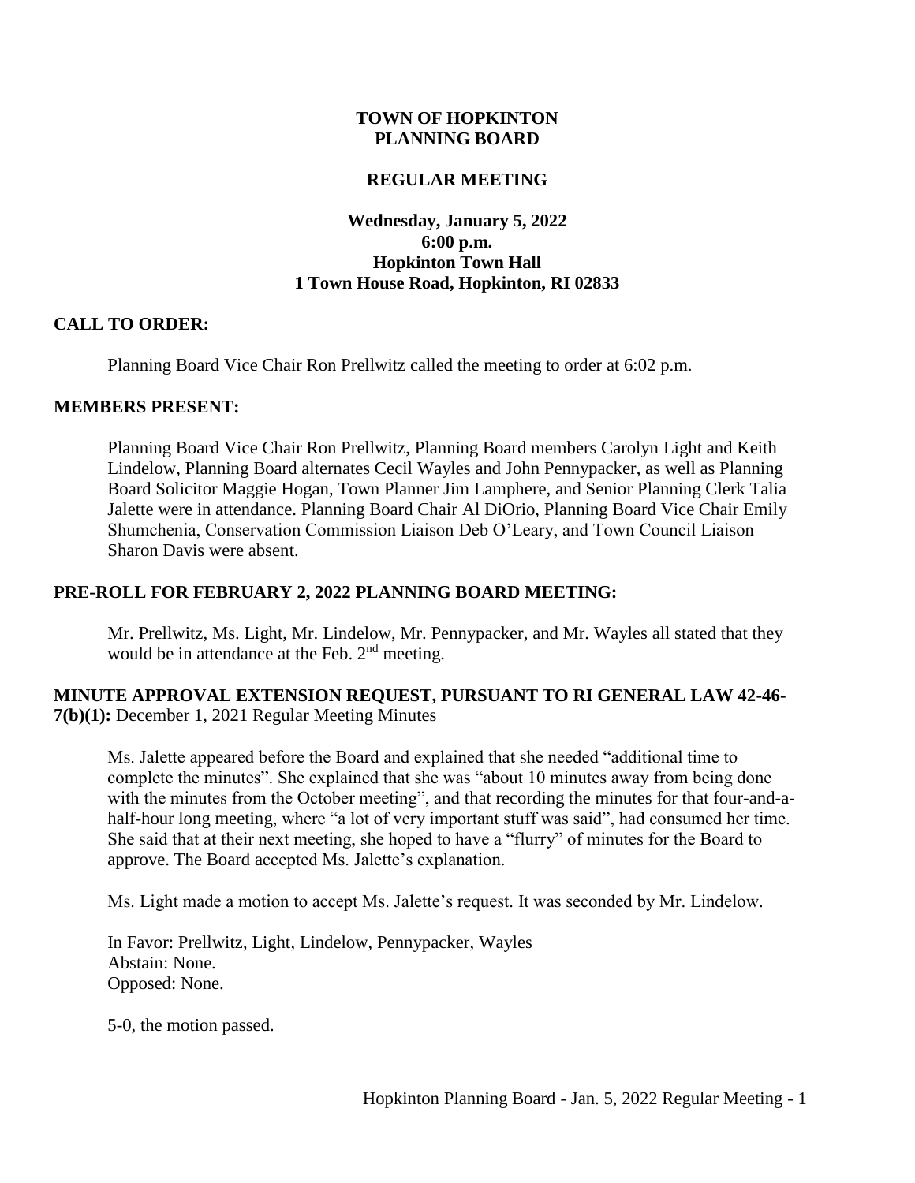# TOWN OF HOPKINTON
# PLANNING BOARD

## REGULAR MEETING

**Wednesday, January 5, 2022**
**6:00 p.m.**
**Hopkinton Town Hall**
**1 Town House Road, Hopkinton, RI 02833**

## CALL TO ORDER:

Planning Board Vice Chair Ron Prellwitz called the meeting to order at 6:02 p.m.

## MEMBERS PRESENT:

Planning Board Vice Chair Ron Prellwitz, Planning Board members Carolyn Light and Keith Lindelow, Planning Board alternates Cecil Wayles and John Pennypacker, as well as Planning Board Solicitor Maggie Hogan, Town Planner Jim Lamphere, and Senior Planning Clerk Talia Jalette were in attendance. Planning Board Chair Al DiOrio, Planning Board Vice Chair Emily Shumchenia, Conservation Commission Liaison Deb O'Leary, and Town Council Liaison Sharon Davis were absent.

## PRE-ROLL FOR FEBRUARY 2, 2022 PLANNING BOARD MEETING:

Mr. Prellwitz, Ms. Light, Mr. Lindelow, Mr. Pennypacker, and Mr. Wayles all stated that they would be in attendance at the Feb. 2nd meeting.

## MINUTE APPROVAL EXTENSION REQUEST, PURSUANT TO RI GENERAL LAW 42-46-7(b)(1): December 1, 2021 Regular Meeting Minutes

Ms. Jalette appeared before the Board and explained that she needed "additional time to complete the minutes". She explained that she was "about 10 minutes away from being done with the minutes from the October meeting", and that recording the minutes for that four-and-a-half-hour long meeting, where "a lot of very important stuff was said", had consumed her time. She said that at their next meeting, she hoped to have a "flurry" of minutes for the Board to approve. The Board accepted Ms. Jalette's explanation.

Ms. Light made a motion to accept Ms. Jalette's request. It was seconded by Mr. Lindelow.

In Favor: Prellwitz, Light, Lindelow, Pennypacker, Wayles
Abstain: None.
Opposed: None.

5-0, the motion passed.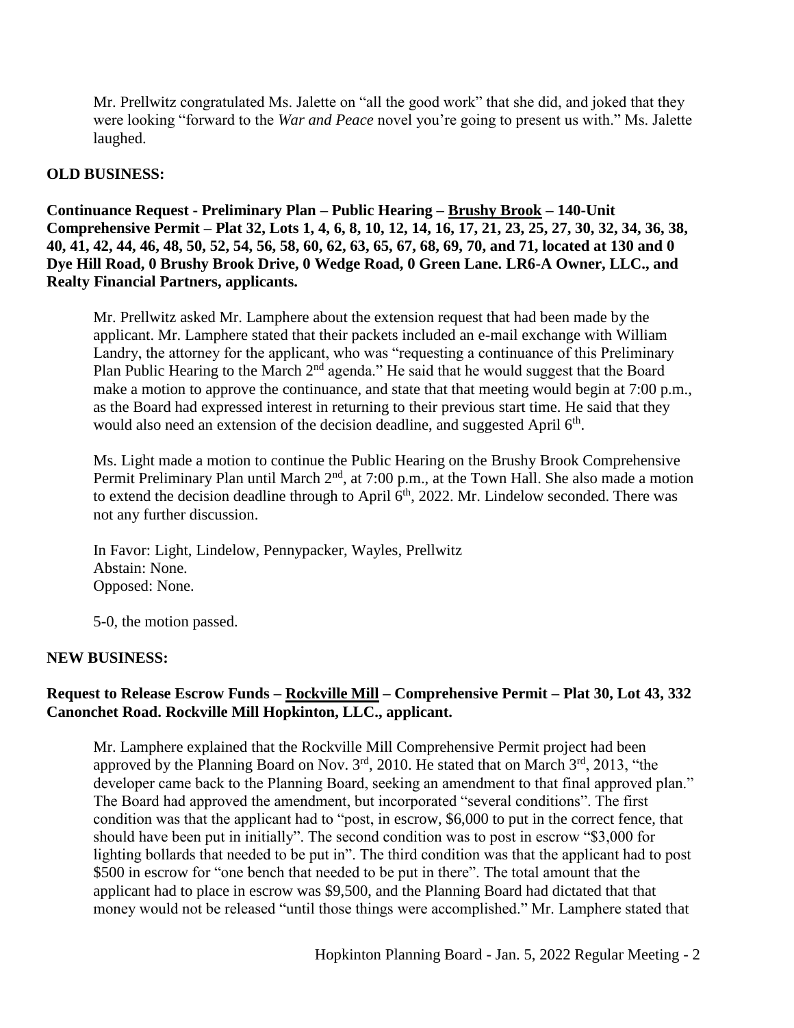Mr. Prellwitz congratulated Ms. Jalette on "all the good work" that she did, and joked that they were looking "forward to the *War and Peace* novel you're going to present us with." Ms. Jalette laughed.

**OLD BUSINESS:**

**Continuance Request - Preliminary Plan – Public Hearing – Brushy Brook – 140-Unit Comprehensive Permit – Plat 32, Lots 1, 4, 6, 8, 10, 12, 14, 16, 17, 21, 23, 25, 27, 30, 32, 34, 36, 38, 40, 41, 42, 44, 46, 48, 50, 52, 54, 56, 58, 60, 62, 63, 65, 67, 68, 69, 70, and 71, located at 130 and 0 Dye Hill Road, 0 Brushy Brook Drive, 0 Wedge Road, 0 Green Lane. LR6-A Owner, LLC., and Realty Financial Partners, applicants.**

Mr. Prellwitz asked Mr. Lamphere about the extension request that had been made by the applicant. Mr. Lamphere stated that their packets included an e-mail exchange with William Landry, the attorney for the applicant, who was "requesting a continuance of this Preliminary Plan Public Hearing to the March 2nd agenda." He said that he would suggest that the Board make a motion to approve the continuance, and state that that meeting would begin at 7:00 p.m., as the Board had expressed interest in returning to their previous start time. He said that they would also need an extension of the decision deadline, and suggested April 6th.

Ms. Light made a motion to continue the Public Hearing on the Brushy Brook Comprehensive Permit Preliminary Plan until March 2nd, at 7:00 p.m., at the Town Hall. She also made a motion to extend the decision deadline through to April 6th, 2022. Mr. Lindelow seconded. There was not any further discussion.

In Favor: Light, Lindelow, Pennypacker, Wayles, Prellwitz
Abstain: None.
Opposed: None.

5-0, the motion passed.

**NEW BUSINESS:**

**Request to Release Escrow Funds – Rockville Mill – Comprehensive Permit – Plat 30, Lot 43, 332 Canonchet Road. Rockville Mill Hopkinton, LLC., applicant.**

Mr. Lamphere explained that the Rockville Mill Comprehensive Permit project had been approved by the Planning Board on Nov. 3rd, 2010. He stated that on March 3rd, 2013, "the developer came back to the Planning Board, seeking an amendment to that final approved plan." The Board had approved the amendment, but incorporated "several conditions". The first condition was that the applicant had to "post, in escrow, $6,000 to put in the correct fence, that should have been put in initially". The second condition was to post in escrow "$3,000 for lighting bollards that needed to be put in". The third condition was that the applicant had to post $500 in escrow for "one bench that needed to be put in there". The total amount that the applicant had to place in escrow was $9,500, and the Planning Board had dictated that that money would not be released "until those things were accomplished." Mr. Lamphere stated that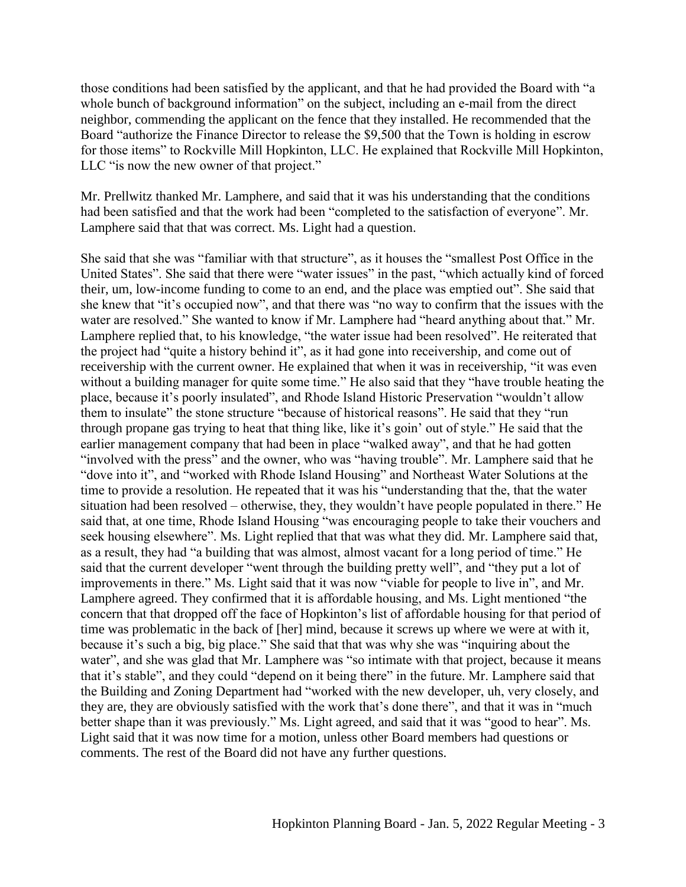those conditions had been satisfied by the applicant, and that he had provided the Board with "a whole bunch of background information" on the subject, including an e-mail from the direct neighbor, commending the applicant on the fence that they installed. He recommended that the Board "authorize the Finance Director to release the $9,500 that the Town is holding in escrow for those items" to Rockville Mill Hopkinton, LLC. He explained that Rockville Mill Hopkinton, LLC "is now the new owner of that project."

Mr. Prellwitz thanked Mr. Lamphere, and said that it was his understanding that the conditions had been satisfied and that the work had been "completed to the satisfaction of everyone". Mr. Lamphere said that that was correct. Ms. Light had a question.

She said that she was "familiar with that structure", as it houses the "smallest Post Office in the United States". She said that there were "water issues" in the past, "which actually kind of forced their, um, low-income funding to come to an end, and the place was emptied out". She said that she knew that "it's occupied now", and that there was "no way to confirm that the issues with the water are resolved." She wanted to know if Mr. Lamphere had "heard anything about that." Mr. Lamphere replied that, to his knowledge, "the water issue had been resolved". He reiterated that the project had "quite a history behind it", as it had gone into receivership, and come out of receivership with the current owner. He explained that when it was in receivership, "it was even without a building manager for quite some time." He also said that they "have trouble heating the place, because it's poorly insulated", and Rhode Island Historic Preservation "wouldn't allow them to insulate" the stone structure "because of historical reasons". He said that they "run through propane gas trying to heat that thing like, like it's goin' out of style." He said that the earlier management company that had been in place "walked away", and that he had gotten "involved with the press" and the owner, who was "having trouble". Mr. Lamphere said that he "dove into it", and "worked with Rhode Island Housing" and Northeast Water Solutions at the time to provide a resolution. He repeated that it was his "understanding that the, that the water situation had been resolved – otherwise, they, they wouldn't have people populated in there." He said that, at one time, Rhode Island Housing "was encouraging people to take their vouchers and seek housing elsewhere". Ms. Light replied that that was what they did. Mr. Lamphere said that, as a result, they had "a building that was almost, almost vacant for a long period of time." He said that the current developer "went through the building pretty well", and "they put a lot of improvements in there." Ms. Light said that it was now "viable for people to live in", and Mr. Lamphere agreed. They confirmed that it is affordable housing, and Ms. Light mentioned "the concern that that dropped off the face of Hopkinton's list of affordable housing for that period of time was problematic in the back of [her] mind, because it screws up where we were at with it, because it's such a big, big place." She said that that was why she was "inquiring about the water", and she was glad that Mr. Lamphere was "so intimate with that project, because it means that it's stable", and they could "depend on it being there" in the future. Mr. Lamphere said that the Building and Zoning Department had "worked with the new developer, uh, very closely, and they are, they are obviously satisfied with the work that's done there", and that it was in "much better shape than it was previously." Ms. Light agreed, and said that it was "good to hear". Ms. Light said that it was now time for a motion, unless other Board members had questions or comments. The rest of the Board did not have any further questions.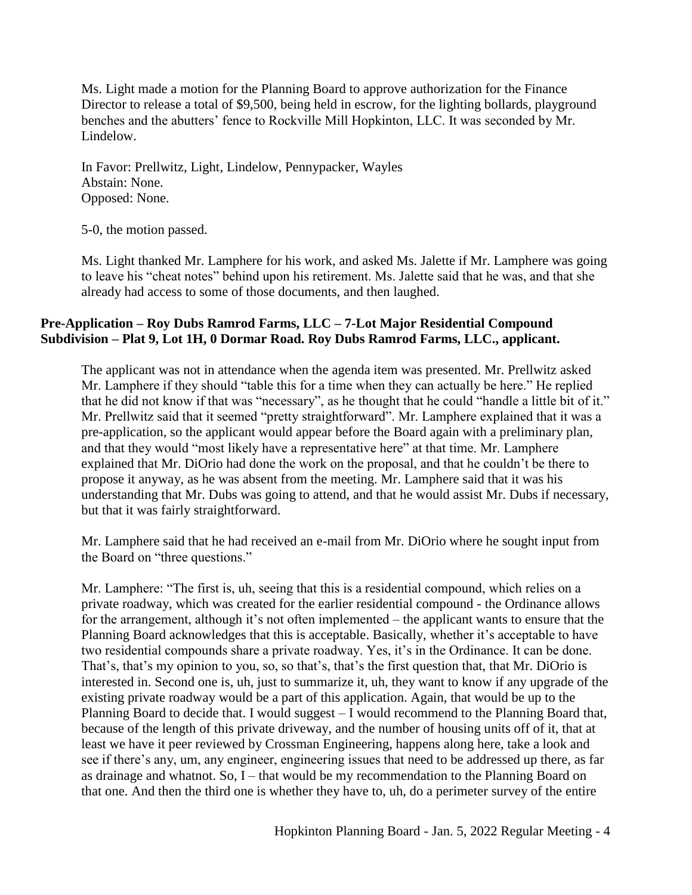Ms. Light made a motion for the Planning Board to approve authorization for the Finance Director to release a total of $9,500, being held in escrow, for the lighting bollards, playground benches and the abutters' fence to Rockville Mill Hopkinton, LLC. It was seconded by Mr. Lindelow.

In Favor: Prellwitz, Light, Lindelow, Pennypacker, Wayles
Abstain: None.
Opposed: None.

5-0, the motion passed.

Ms. Light thanked Mr. Lamphere for his work, and asked Ms. Jalette if Mr. Lamphere was going to leave his "cheat notes" behind upon his retirement. Ms. Jalette said that he was, and that she already had access to some of those documents, and then laughed.

**Pre-Application – Roy Dubs Ramrod Farms, LLC – 7-Lot Major Residential Compound Subdivision – Plat 9, Lot 1H, 0 Dormar Road. Roy Dubs Ramrod Farms, LLC., applicant.**

The applicant was not in attendance when the agenda item was presented. Mr. Prellwitz asked Mr. Lamphere if they should "table this for a time when they can actually be here." He replied that he did not know if that was "necessary", as he thought that he could "handle a little bit of it." Mr. Prellwitz said that it seemed "pretty straightforward". Mr. Lamphere explained that it was a pre-application, so the applicant would appear before the Board again with a preliminary plan, and that they would "most likely have a representative here" at that time. Mr. Lamphere explained that Mr. DiOrio had done the work on the proposal, and that he couldn't be there to propose it anyway, as he was absent from the meeting. Mr. Lamphere said that it was his understanding that Mr. Dubs was going to attend, and that he would assist Mr. Dubs if necessary, but that it was fairly straightforward.

Mr. Lamphere said that he had received an e-mail from Mr. DiOrio where he sought input from the Board on "three questions."

Mr. Lamphere: "The first is, uh, seeing that this is a residential compound, which relies on a private roadway, which was created for the earlier residential compound - the Ordinance allows for the arrangement, although it's not often implemented – the applicant wants to ensure that the Planning Board acknowledges that this is acceptable. Basically, whether it's acceptable to have two residential compounds share a private roadway. Yes, it's in the Ordinance. It can be done. That's, that's my opinion to you, so, so that's, that's the first question that, that Mr. DiOrio is interested in. Second one is, uh, just to summarize it, uh, they want to know if any upgrade of the existing private roadway would be a part of this application. Again, that would be up to the Planning Board to decide that. I would suggest – I would recommend to the Planning Board that, because of the length of this private driveway, and the number of housing units off of it, that at least we have it peer reviewed by Crossman Engineering, happens along here, take a look and see if there's any, um, any engineer, engineering issues that need to be addressed up there, as far as drainage and whatnot. So, I – that would be my recommendation to the Planning Board on that one. And then the third one is whether they have to, uh, do a perimeter survey of the entire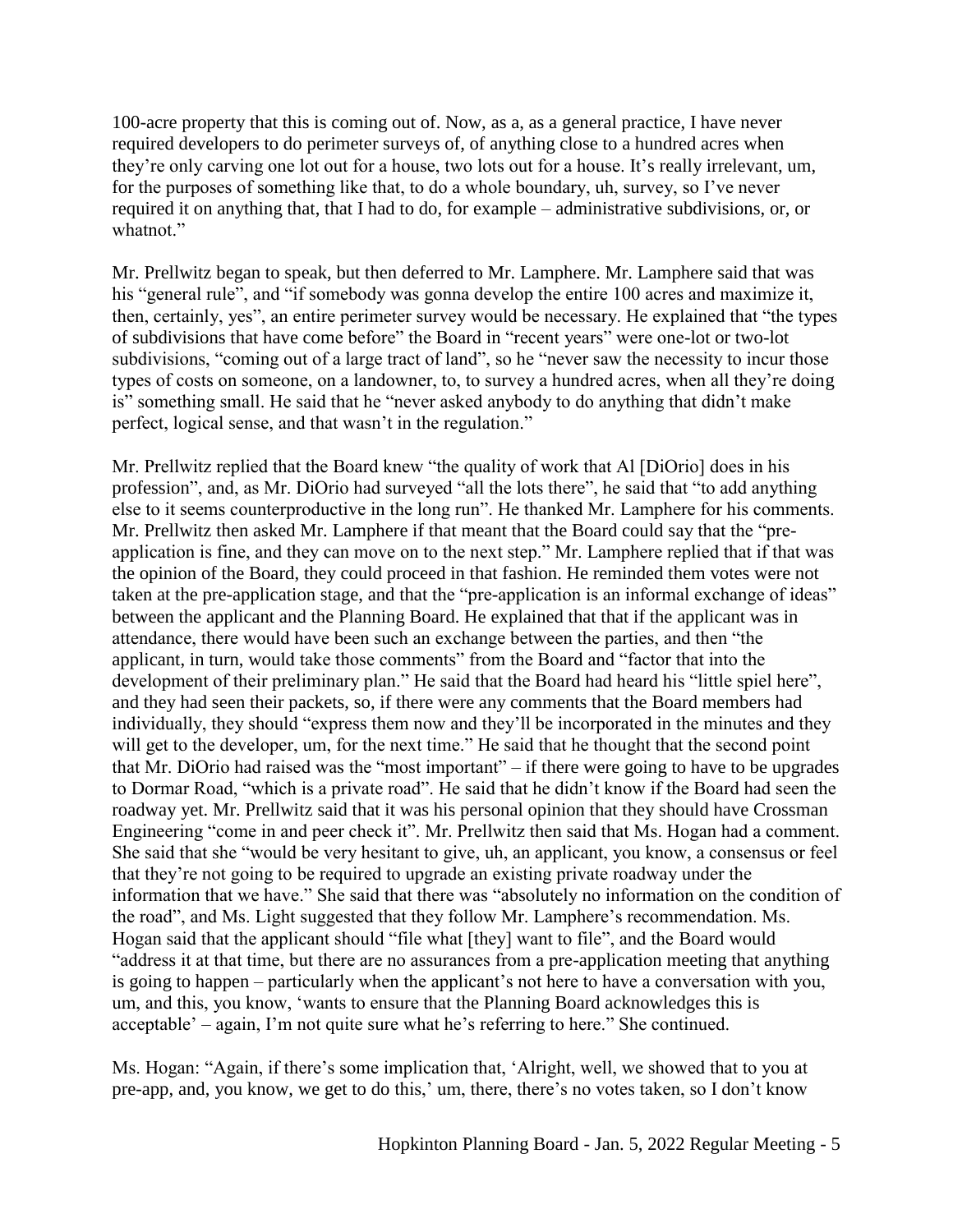100-acre property that this is coming out of. Now, as a, as a general practice, I have never required developers to do perimeter surveys of, of anything close to a hundred acres when they're only carving one lot out for a house, two lots out for a house. It's really irrelevant, um, for the purposes of something like that, to do a whole boundary, uh, survey, so I've never required it on anything that, that I had to do, for example – administrative subdivisions, or, or whatnot."

Mr. Prellwitz began to speak, but then deferred to Mr. Lamphere. Mr. Lamphere said that was his "general rule", and "if somebody was gonna develop the entire 100 acres and maximize it, then, certainly, yes", an entire perimeter survey would be necessary. He explained that "the types of subdivisions that have come before" the Board in "recent years" were one-lot or two-lot subdivisions, "coming out of a large tract of land", so he "never saw the necessity to incur those types of costs on someone, on a landowner, to, to survey a hundred acres, when all they're doing is" something small. He said that he "never asked anybody to do anything that didn't make perfect, logical sense, and that wasn't in the regulation."

Mr. Prellwitz replied that the Board knew "the quality of work that Al [DiOrio] does in his profession", and, as Mr. DiOrio had surveyed "all the lots there", he said that "to add anything else to it seems counterproductive in the long run". He thanked Mr. Lamphere for his comments. Mr. Prellwitz then asked Mr. Lamphere if that meant that the Board could say that the "pre-application is fine, and they can move on to the next step." Mr. Lamphere replied that if that was the opinion of the Board, they could proceed in that fashion. He reminded them votes were not taken at the pre-application stage, and that the "pre-application is an informal exchange of ideas" between the applicant and the Planning Board. He explained that that if the applicant was in attendance, there would have been such an exchange between the parties, and then "the applicant, in turn, would take those comments" from the Board and "factor that into the development of their preliminary plan." He said that the Board had heard his "little spiel here", and they had seen their packets, so, if there were any comments that the Board members had individually, they should "express them now and they'll be incorporated in the minutes and they will get to the developer, um, for the next time." He said that he thought that the second point that Mr. DiOrio had raised was the "most important" – if there were going to have to be upgrades to Dormar Road, "which is a private road". He said that he didn't know if the Board had seen the roadway yet. Mr. Prellwitz said that it was his personal opinion that they should have Crossman Engineering "come in and peer check it". Mr. Prellwitz then said that Ms. Hogan had a comment. She said that she "would be very hesitant to give, uh, an applicant, you know, a consensus or feel that they're not going to be required to upgrade an existing private roadway under the information that we have." She said that there was "absolutely no information on the condition of the road", and Ms. Light suggested that they follow Mr. Lamphere's recommendation. Ms. Hogan said that the applicant should "file what [they] want to file", and the Board would "address it at that time, but there are no assurances from a pre-application meeting that anything is going to happen – particularly when the applicant's not here to have a conversation with you, um, and this, you know, 'wants to ensure that the Planning Board acknowledges this is acceptable' – again, I'm not quite sure what he's referring to here." She continued.

Ms. Hogan: "Again, if there's some implication that, 'Alright, well, we showed that to you at pre-app, and, you know, we get to do this,' um, there, there's no votes taken, so I don't know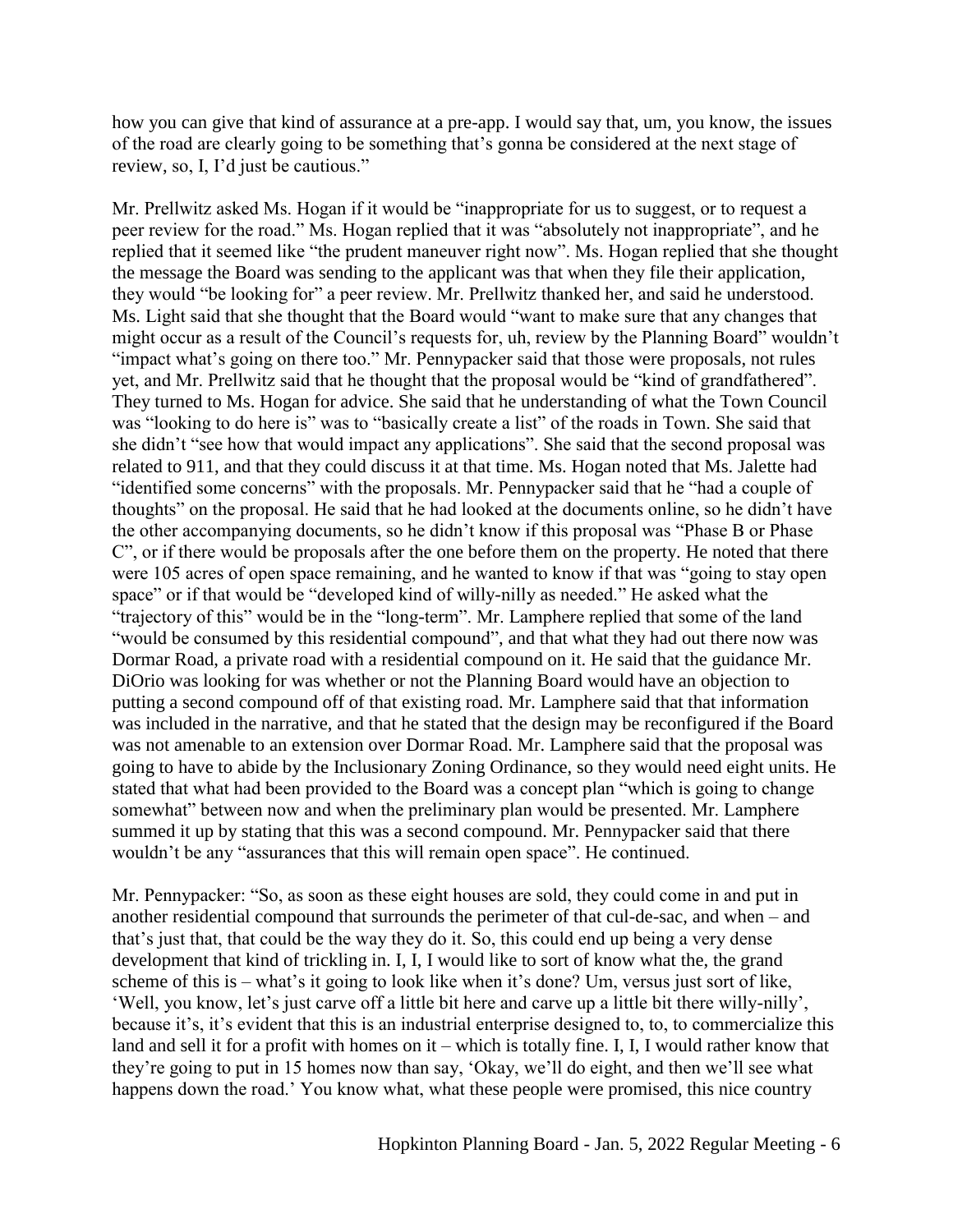how you can give that kind of assurance at a pre-app. I would say that, um, you know, the issues of the road are clearly going to be something that's gonna be considered at the next stage of review, so, I, I'd just be cautious."

Mr. Prellwitz asked Ms. Hogan if it would be "inappropriate for us to suggest, or to request a peer review for the road." Ms. Hogan replied that it was "absolutely not inappropriate", and he replied that it seemed like "the prudent maneuver right now". Ms. Hogan replied that she thought the message the Board was sending to the applicant was that when they file their application, they would "be looking for" a peer review. Mr. Prellwitz thanked her, and said he understood. Ms. Light said that she thought that the Board would "want to make sure that any changes that might occur as a result of the Council's requests for, uh, review by the Planning Board" wouldn't "impact what's going on there too." Mr. Pennypacker said that those were proposals, not rules yet, and Mr. Prellwitz said that he thought that the proposal would be "kind of grandfathered". They turned to Ms. Hogan for advice. She said that he understanding of what the Town Council was "looking to do here is" was to "basically create a list" of the roads in Town. She said that she didn't "see how that would impact any applications". She said that the second proposal was related to 911, and that they could discuss it at that time. Ms. Hogan noted that Ms. Jalette had "identified some concerns" with the proposals. Mr. Pennypacker said that he "had a couple of thoughts" on the proposal. He said that he had looked at the documents online, so he didn't have the other accompanying documents, so he didn't know if this proposal was "Phase B or Phase C", or if there would be proposals after the one before them on the property. He noted that there were 105 acres of open space remaining, and he wanted to know if that was "going to stay open space" or if that would be "developed kind of willy-nilly as needed." He asked what the "trajectory of this" would be in the "long-term". Mr. Lamphere replied that some of the land "would be consumed by this residential compound", and that what they had out there now was Dormar Road, a private road with a residential compound on it. He said that the guidance Mr. DiOrio was looking for was whether or not the Planning Board would have an objection to putting a second compound off of that existing road. Mr. Lamphere said that that information was included in the narrative, and that he stated that the design may be reconfigured if the Board was not amenable to an extension over Dormar Road. Mr. Lamphere said that the proposal was going to have to abide by the Inclusionary Zoning Ordinance, so they would need eight units. He stated that what had been provided to the Board was a concept plan "which is going to change somewhat" between now and when the preliminary plan would be presented. Mr. Lamphere summed it up by stating that this was a second compound. Mr. Pennypacker said that there wouldn't be any "assurances that this will remain open space". He continued.

Mr. Pennypacker: "So, as soon as these eight houses are sold, they could come in and put in another residential compound that surrounds the perimeter of that cul-de-sac, and when – and that's just that, that could be the way they do it. So, this could end up being a very dense development that kind of trickling in. I, I, I would like to sort of know what the, the grand scheme of this is – what's it going to look like when it's done? Um, versus just sort of like, 'Well, you know, let's just carve off a little bit here and carve up a little bit there willy-nilly', because it's, it's evident that this is an industrial enterprise designed to, to, to commercialize this land and sell it for a profit with homes on it – which is totally fine. I, I, I would rather know that they're going to put in 15 homes now than say, 'Okay, we'll do eight, and then we'll see what happens down the road.' You know what, what these people were promised, this nice country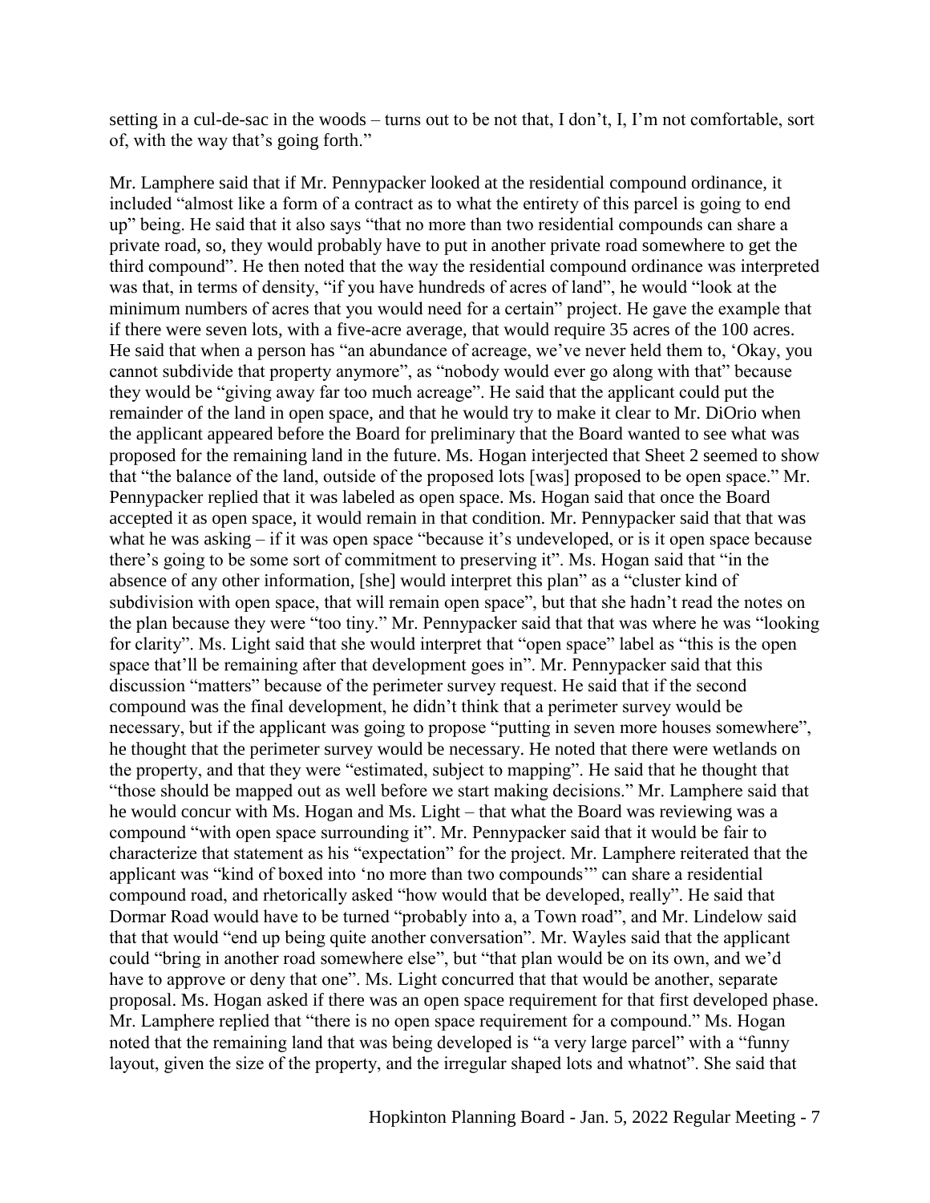setting in a cul-de-sac in the woods – turns out to be not that, I don't, I, I'm not comfortable, sort of, with the way that's going forth."

Mr. Lamphere said that if Mr. Pennypacker looked at the residential compound ordinance, it included "almost like a form of a contract as to what the entirety of this parcel is going to end up" being. He said that it also says "that no more than two residential compounds can share a private road, so, they would probably have to put in another private road somewhere to get the third compound". He then noted that the way the residential compound ordinance was interpreted was that, in terms of density, "if you have hundreds of acres of land", he would "look at the minimum numbers of acres that you would need for a certain" project. He gave the example that if there were seven lots, with a five-acre average, that would require 35 acres of the 100 acres. He said that when a person has "an abundance of acreage, we've never held them to, 'Okay, you cannot subdivide that property anymore", as "nobody would ever go along with that" because they would be "giving away far too much acreage". He said that the applicant could put the remainder of the land in open space, and that he would try to make it clear to Mr. DiOrio when the applicant appeared before the Board for preliminary that the Board wanted to see what was proposed for the remaining land in the future. Ms. Hogan interjected that Sheet 2 seemed to show that "the balance of the land, outside of the proposed lots [was] proposed to be open space." Mr. Pennypacker replied that it was labeled as open space. Ms. Hogan said that once the Board accepted it as open space, it would remain in that condition. Mr. Pennypacker said that that was what he was asking – if it was open space "because it's undeveloped, or is it open space because there's going to be some sort of commitment to preserving it". Ms. Hogan said that "in the absence of any other information, [she] would interpret this plan" as a "cluster kind of subdivision with open space, that will remain open space", but that she hadn't read the notes on the plan because they were "too tiny." Mr. Pennypacker said that that was where he was "looking for clarity". Ms. Light said that she would interpret that "open space" label as "this is the open space that'll be remaining after that development goes in". Mr. Pennypacker said that this discussion "matters" because of the perimeter survey request. He said that if the second compound was the final development, he didn't think that a perimeter survey would be necessary, but if the applicant was going to propose "putting in seven more houses somewhere", he thought that the perimeter survey would be necessary. He noted that there were wetlands on the property, and that they were "estimated, subject to mapping". He said that he thought that "those should be mapped out as well before we start making decisions." Mr. Lamphere said that he would concur with Ms. Hogan and Ms. Light – that what the Board was reviewing was a compound "with open space surrounding it". Mr. Pennypacker said that it would be fair to characterize that statement as his "expectation" for the project. Mr. Lamphere reiterated that the applicant was "kind of boxed into 'no more than two compounds'" can share a residential compound road, and rhetorically asked "how would that be developed, really". He said that Dormar Road would have to be turned "probably into a, a Town road", and Mr. Lindelow said that that would "end up being quite another conversation". Mr. Wayles said that the applicant could "bring in another road somewhere else", but "that plan would be on its own, and we'd have to approve or deny that one". Ms. Light concurred that that would be another, separate proposal. Ms. Hogan asked if there was an open space requirement for that first developed phase. Mr. Lamphere replied that "there is no open space requirement for a compound." Ms. Hogan noted that the remaining land that was being developed is "a very large parcel" with a "funny layout, given the size of the property, and the irregular shaped lots and whatnot". She said that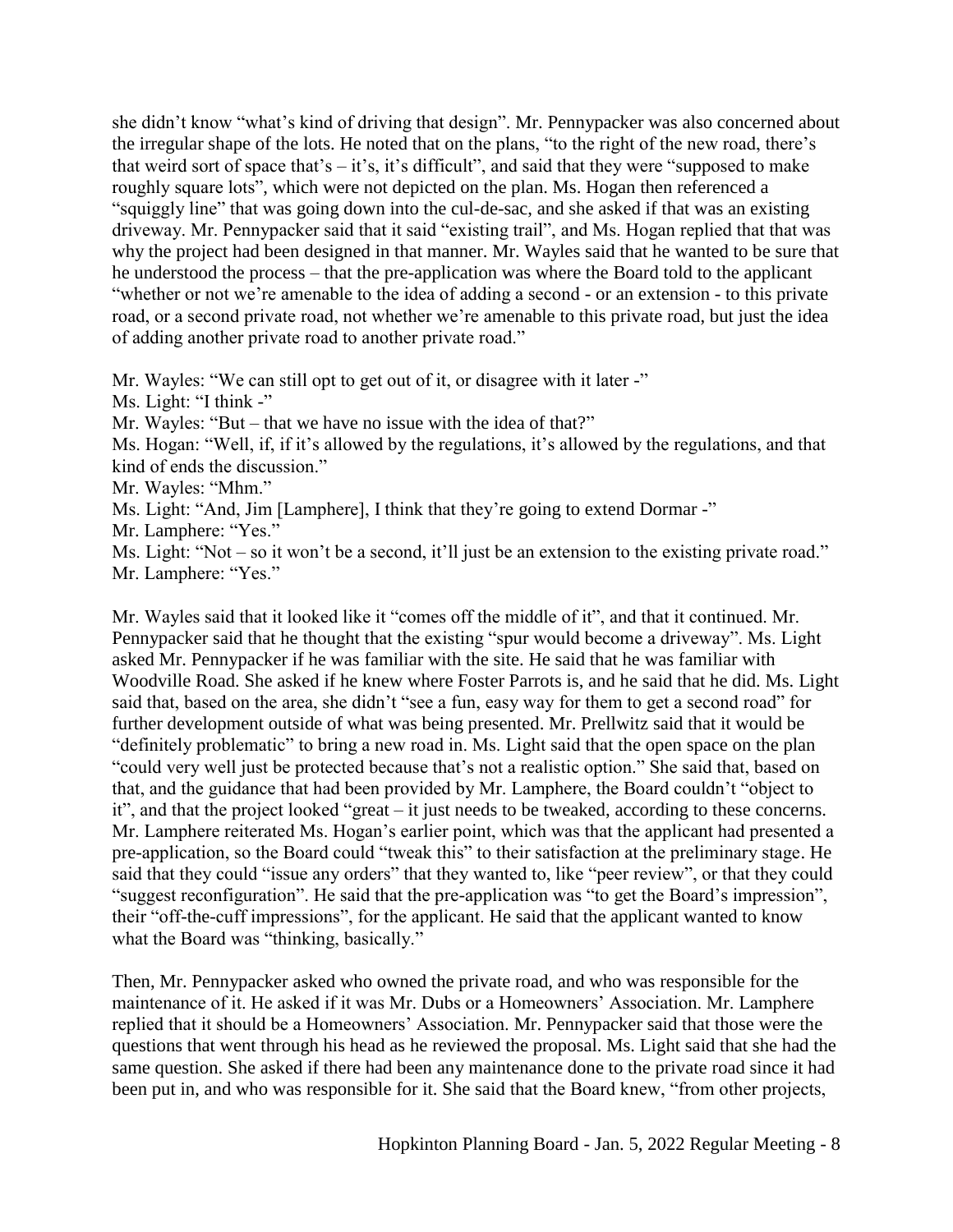she didn't know "what's kind of driving that design". Mr. Pennypacker was also concerned about the irregular shape of the lots. He noted that on the plans, "to the right of the new road, there's that weird sort of space that's – it's, it's difficult", and said that they were "supposed to make roughly square lots", which were not depicted on the plan. Ms. Hogan then referenced a "squiggly line" that was going down into the cul-de-sac, and she asked if that was an existing driveway. Mr. Pennypacker said that it said "existing trail", and Ms. Hogan replied that that was why the project had been designed in that manner. Mr. Wayles said that he wanted to be sure that he understood the process – that the pre-application was where the Board told to the applicant "whether or not we're amenable to the idea of adding a second - or an extension - to this private road, or a second private road, not whether we're amenable to this private road, but just the idea of adding another private road to another private road."

Mr. Wayles: "We can still opt to get out of it, or disagree with it later -"
Ms. Light: "I think -"
Mr. Wayles: "But – that we have no issue with the idea of that?"
Ms. Hogan: "Well, if, if it's allowed by the regulations, it's allowed by the regulations, and that kind of ends the discussion."
Mr. Wayles: "Mhm."
Ms. Light: "And, Jim [Lamphere], I think that they're going to extend Dormar -"
Mr. Lamphere: "Yes."
Ms. Light: "Not – so it won't be a second, it'll just be an extension to the existing private road."
Mr. Lamphere: "Yes."

Mr. Wayles said that it looked like it "comes off the middle of it", and that it continued. Mr. Pennypacker said that he thought that the existing "spur would become a driveway". Ms. Light asked Mr. Pennypacker if he was familiar with the site. He said that he was familiar with Woodville Road. She asked if he knew where Foster Parrots is, and he said that he did. Ms. Light said that, based on the area, she didn't "see a fun, easy way for them to get a second road" for further development outside of what was being presented. Mr. Prellwitz said that it would be "definitely problematic" to bring a new road in. Ms. Light said that the open space on the plan "could very well just be protected because that's not a realistic option." She said that, based on that, and the guidance that had been provided by Mr. Lamphere, the Board couldn't "object to it", and that the project looked "great – it just needs to be tweaked, according to these concerns. Mr. Lamphere reiterated Ms. Hogan's earlier point, which was that the applicant had presented a pre-application, so the Board could "tweak this" to their satisfaction at the preliminary stage. He said that they could "issue any orders" that they wanted to, like "peer review", or that they could "suggest reconfiguration". He said that the pre-application was "to get the Board's impression", their "off-the-cuff impressions", for the applicant. He said that the applicant wanted to know what the Board was "thinking, basically."

Then, Mr. Pennypacker asked who owned the private road, and who was responsible for the maintenance of it. He asked if it was Mr. Dubs or a Homeowners' Association. Mr. Lamphere replied that it should be a Homeowners' Association. Mr. Pennypacker said that those were the questions that went through his head as he reviewed the proposal. Ms. Light said that she had the same question. She asked if there had been any maintenance done to the private road since it had been put in, and who was responsible for it. She said that the Board knew, "from other projects,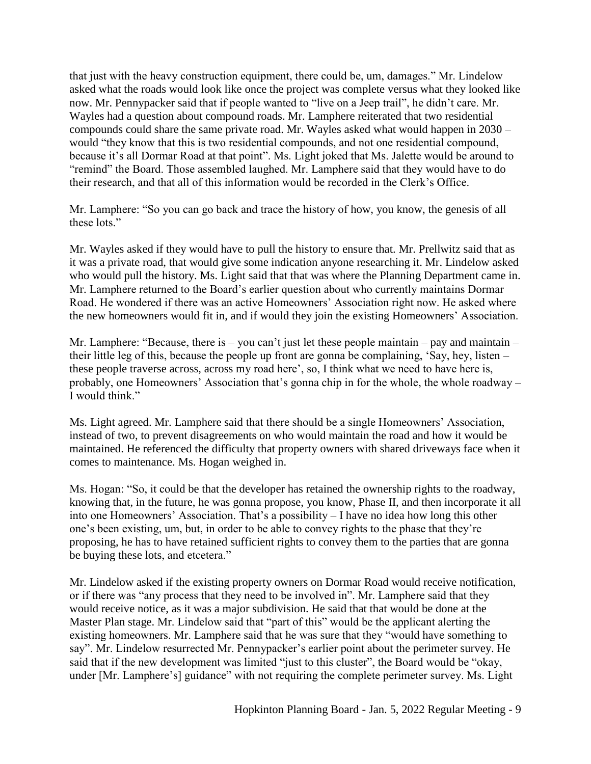that just with the heavy construction equipment, there could be, um, damages." Mr. Lindelow asked what the roads would look like once the project was complete versus what they looked like now. Mr. Pennypacker said that if people wanted to "live on a Jeep trail", he didn't care. Mr. Wayles had a question about compound roads. Mr. Lamphere reiterated that two residential compounds could share the same private road. Mr. Wayles asked what would happen in 2030 – would "they know that this is two residential compounds, and not one residential compound, because it's all Dormar Road at that point". Ms. Light joked that Ms. Jalette would be around to "remind" the Board. Those assembled laughed. Mr. Lamphere said that they would have to do their research, and that all of this information would be recorded in the Clerk's Office.

Mr. Lamphere: "So you can go back and trace the history of how, you know, the genesis of all these lots."

Mr. Wayles asked if they would have to pull the history to ensure that. Mr. Prellwitz said that as it was a private road, that would give some indication anyone researching it. Mr. Lindelow asked who would pull the history. Ms. Light said that that was where the Planning Department came in. Mr. Lamphere returned to the Board's earlier question about who currently maintains Dormar Road. He wondered if there was an active Homeowners' Association right now. He asked where the new homeowners would fit in, and if would they join the existing Homeowners' Association.

Mr. Lamphere: "Because, there is – you can't just let these people maintain – pay and maintain – their little leg of this, because the people up front are gonna be complaining, 'Say, hey, listen – these people traverse across, across my road here', so, I think what we need to have here is, probably, one Homeowners' Association that's gonna chip in for the whole, the whole roadway – I would think."

Ms. Light agreed. Mr. Lamphere said that there should be a single Homeowners' Association, instead of two, to prevent disagreements on who would maintain the road and how it would be maintained. He referenced the difficulty that property owners with shared driveways face when it comes to maintenance. Ms. Hogan weighed in.

Ms. Hogan: "So, it could be that the developer has retained the ownership rights to the roadway, knowing that, in the future, he was gonna propose, you know, Phase II, and then incorporate it all into one Homeowners' Association. That's a possibility – I have no idea how long this other one's been existing, um, but, in order to be able to convey rights to the phase that they're proposing, he has to have retained sufficient rights to convey them to the parties that are gonna be buying these lots, and etcetera."

Mr. Lindelow asked if the existing property owners on Dormar Road would receive notification, or if there was "any process that they need to be involved in". Mr. Lamphere said that they would receive notice, as it was a major subdivision. He said that that would be done at the Master Plan stage. Mr. Lindelow said that "part of this" would be the applicant alerting the existing homeowners. Mr. Lamphere said that he was sure that they "would have something to say". Mr. Lindelow resurrected Mr. Pennypacker's earlier point about the perimeter survey. He said that if the new development was limited "just to this cluster", the Board would be "okay, under [Mr. Lamphere's] guidance" with not requiring the complete perimeter survey. Ms. Light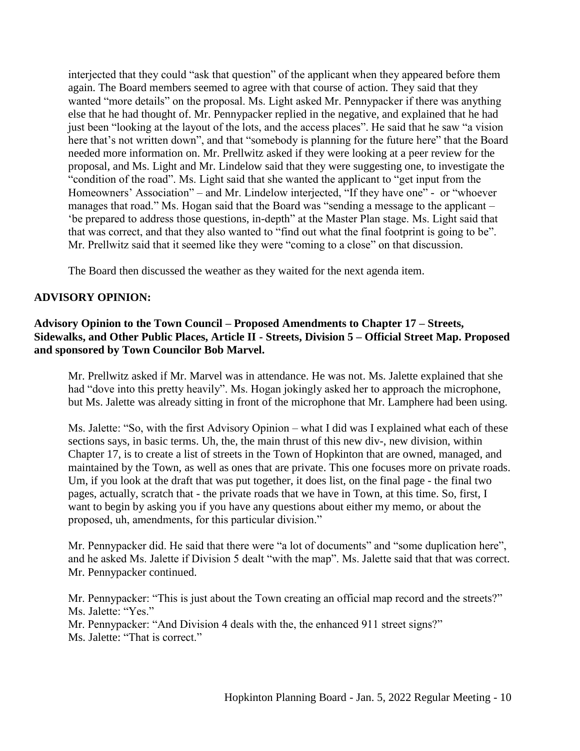interjected that they could "ask that question" of the applicant when they appeared before them again. The Board members seemed to agree with that course of action. They said that they wanted "more details" on the proposal. Ms. Light asked Mr. Pennypacker if there was anything else that he had thought of. Mr. Pennypacker replied in the negative, and explained that he had just been "looking at the layout of the lots, and the access places". He said that he saw "a vision here that's not written down", and that "somebody is planning for the future here" that the Board needed more information on. Mr. Prellwitz asked if they were looking at a peer review for the proposal, and Ms. Light and Mr. Lindelow said that they were suggesting one, to investigate the "condition of the road". Ms. Light said that she wanted the applicant to "get input from the Homeowners' Association" – and Mr. Lindelow interjected, "If they have one" - or "whoever manages that road." Ms. Hogan said that the Board was "sending a message to the applicant – 'be prepared to address those questions, in-depth" at the Master Plan stage. Ms. Light said that that was correct, and that they also wanted to "find out what the final footprint is going to be". Mr. Prellwitz said that it seemed like they were "coming to a close" on that discussion.

The Board then discussed the weather as they waited for the next agenda item.

**ADVISORY OPINION:**

**Advisory Opinion to the Town Council – Proposed Amendments to Chapter 17 – Streets, Sidewalks, and Other Public Places, Article II - Streets, Division 5 – Official Street Map. Proposed and sponsored by Town Councilor Bob Marvel.**

Mr. Prellwitz asked if Mr. Marvel was in attendance. He was not. Ms. Jalette explained that she had "dove into this pretty heavily". Ms. Hogan jokingly asked her to approach the microphone, but Ms. Jalette was already sitting in front of the microphone that Mr. Lamphere had been using.

Ms. Jalette: "So, with the first Advisory Opinion – what I did was I explained what each of these sections says, in basic terms. Uh, the, the main thrust of this new div-, new division, within Chapter 17, is to create a list of streets in the Town of Hopkinton that are owned, managed, and maintained by the Town, as well as ones that are private. This one focuses more on private roads. Um, if you look at the draft that was put together, it does list, on the final page - the final two pages, actually, scratch that - the private roads that we have in Town, at this time. So, first, I want to begin by asking you if you have any questions about either my memo, or about the proposed, uh, amendments, for this particular division."

Mr. Pennypacker did. He said that there were "a lot of documents" and "some duplication here", and he asked Ms. Jalette if Division 5 dealt "with the map". Ms. Jalette said that that was correct. Mr. Pennypacker continued.

Mr. Pennypacker: "This is just about the Town creating an official map record and the streets?"
Ms. Jalette: "Yes."
Mr. Pennypacker: "And Division 4 deals with the, the enhanced 911 street signs?"
Ms. Jalette: "That is correct."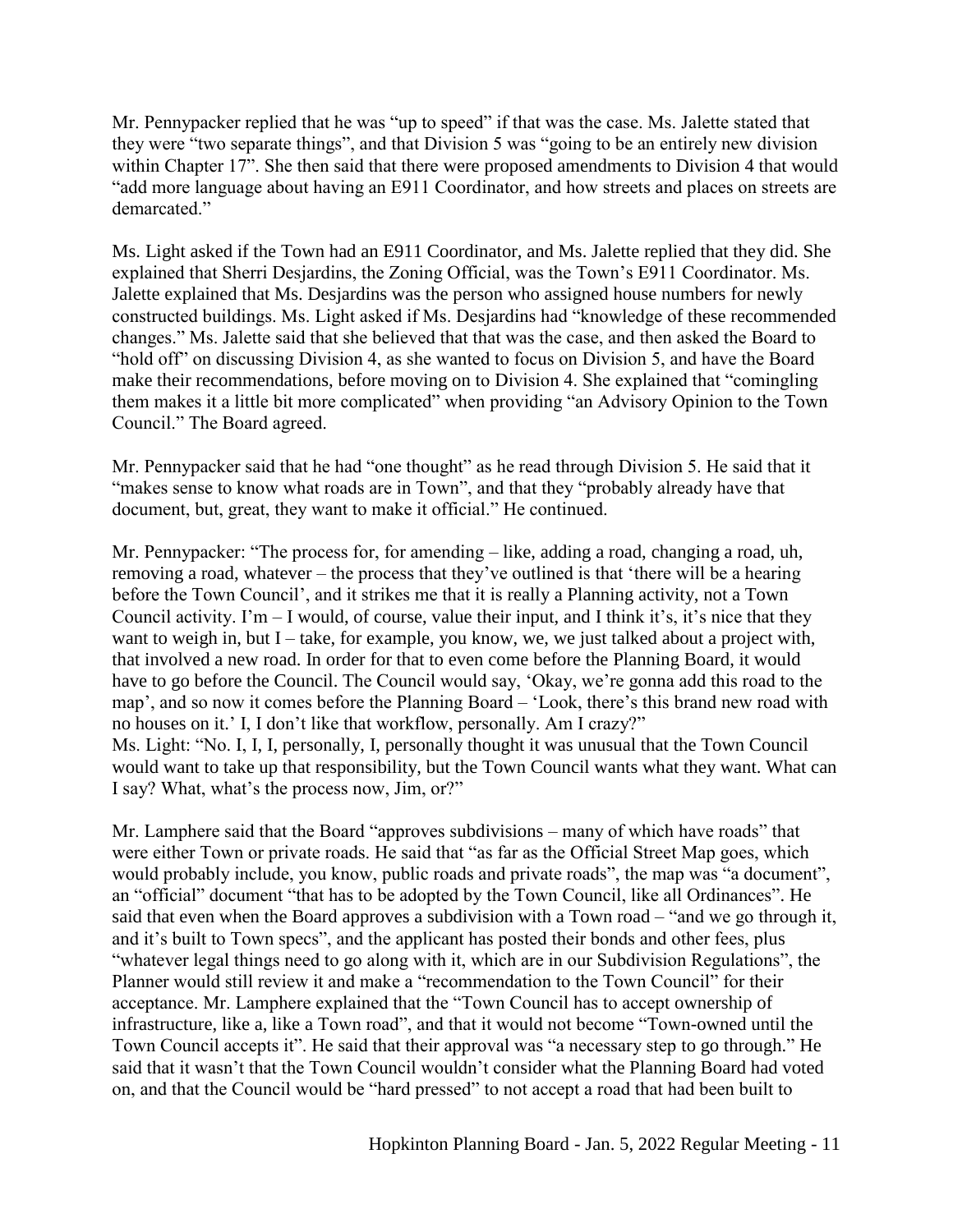Mr. Pennypacker replied that he was "up to speed" if that was the case. Ms. Jalette stated that they were "two separate things", and that Division 5 was "going to be an entirely new division within Chapter 17". She then said that there were proposed amendments to Division 4 that would "add more language about having an E911 Coordinator, and how streets and places on streets are demarcated."

Ms. Light asked if the Town had an E911 Coordinator, and Ms. Jalette replied that they did. She explained that Sherri Desjardins, the Zoning Official, was the Town's E911 Coordinator. Ms. Jalette explained that Ms. Desjardins was the person who assigned house numbers for newly constructed buildings. Ms. Light asked if Ms. Desjardins had "knowledge of these recommended changes." Ms. Jalette said that she believed that that was the case, and then asked the Board to "hold off" on discussing Division 4, as she wanted to focus on Division 5, and have the Board make their recommendations, before moving on to Division 4. She explained that "comingling them makes it a little bit more complicated" when providing "an Advisory Opinion to the Town Council." The Board agreed.

Mr. Pennypacker said that he had "one thought" as he read through Division 5. He said that it "makes sense to know what roads are in Town", and that they "probably already have that document, but, great, they want to make it official." He continued.

Mr. Pennypacker: "The process for, for amending – like, adding a road, changing a road, uh, removing a road, whatever – the process that they've outlined is that 'there will be a hearing before the Town Council', and it strikes me that it is really a Planning activity, not a Town Council activity. I'm – I would, of course, value their input, and I think it's, it's nice that they want to weigh in, but I – take, for example, you know, we, we just talked about a project with, that involved a new road. In order for that to even come before the Planning Board, it would have to go before the Council. The Council would say, 'Okay, we're gonna add this road to the map', and so now it comes before the Planning Board – 'Look, there's this brand new road with no houses on it.' I, I don't like that workflow, personally. Am I crazy?"
Ms. Light: "No. I, I, I, personally, I, personally thought it was unusual that the Town Council would want to take up that responsibility, but the Town Council wants what they want. What can I say? What, what's the process now, Jim, or?"

Mr. Lamphere said that the Board "approves subdivisions – many of which have roads" that were either Town or private roads. He said that "as far as the Official Street Map goes, which would probably include, you know, public roads and private roads", the map was "a document", an "official" document "that has to be adopted by the Town Council, like all Ordinances". He said that even when the Board approves a subdivision with a Town road – "and we go through it, and it's built to Town specs", and the applicant has posted their bonds and other fees, plus "whatever legal things need to go along with it, which are in our Subdivision Regulations", the Planner would still review it and make a "recommendation to the Town Council" for their acceptance. Mr. Lamphere explained that the "Town Council has to accept ownership of infrastructure, like a, like a Town road", and that it would not become "Town-owned until the Town Council accepts it". He said that their approval was "a necessary step to go through." He said that it wasn't that the Town Council wouldn't consider what the Planning Board had voted on, and that the Council would be "hard pressed" to not accept a road that had been built to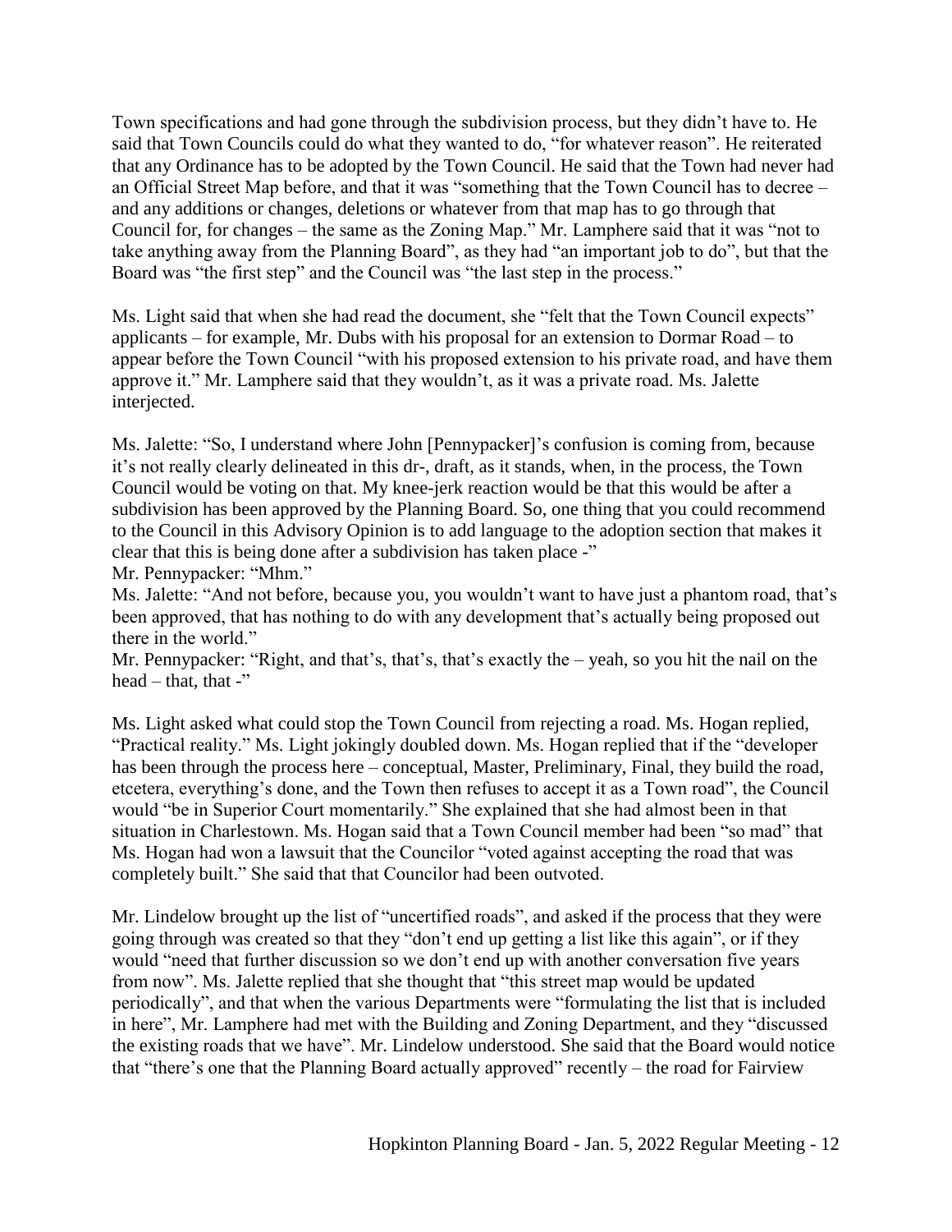Town specifications and had gone through the subdivision process, but they didn't have to. He said that Town Councils could do what they wanted to do, "for whatever reason". He reiterated that any Ordinance has to be adopted by the Town Council. He said that the Town had never had an Official Street Map before, and that it was "something that the Town Council has to decree – and any additions or changes, deletions or whatever from that map has to go through that Council for, for changes – the same as the Zoning Map." Mr. Lamphere said that it was "not to take anything away from the Planning Board", as they had "an important job to do", but that the Board was "the first step" and the Council was "the last step in the process."

Ms. Light said that when she had read the document, she "felt that the Town Council expects" applicants – for example, Mr. Dubs with his proposal for an extension to Dormar Road – to appear before the Town Council "with his proposed extension to his private road, and have them approve it." Mr. Lamphere said that they wouldn't, as it was a private road. Ms. Jalette interjected.

Ms. Jalette: "So, I understand where John [Pennypacker]'s confusion is coming from, because it's not really clearly delineated in this dr-, draft, as it stands, when, in the process, the Town Council would be voting on that. My knee-jerk reaction would be that this would be after a subdivision has been approved by the Planning Board. So, one thing that you could recommend to the Council in this Advisory Opinion is to add language to the adoption section that makes it clear that this is being done after a subdivision has taken place -"
Mr. Pennypacker: "Mhm."
Ms. Jalette: "And not before, because you, you wouldn't want to have just a phantom road, that's been approved, that has nothing to do with any development that's actually being proposed out there in the world."
Mr. Pennypacker: "Right, and that's, that's, that's exactly the – yeah, so you hit the nail on the head – that, that -"

Ms. Light asked what could stop the Town Council from rejecting a road. Ms. Hogan replied, "Practical reality." Ms. Light jokingly doubled down. Ms. Hogan replied that if the "developer has been through the process here – conceptual, Master, Preliminary, Final, they build the road, etcetera, everything's done, and the Town then refuses to accept it as a Town road", the Council would "be in Superior Court momentarily." She explained that she had almost been in that situation in Charlestown. Ms. Hogan said that a Town Council member had been "so mad" that Ms. Hogan had won a lawsuit that the Councilor "voted against accepting the road that was completely built." She said that that Councilor had been outvoted.

Mr. Lindelow brought up the list of "uncertified roads", and asked if the process that they were going through was created so that they "don't end up getting a list like this again", or if they would "need that further discussion so we don't end up with another conversation five years from now". Ms. Jalette replied that she thought that "this street map would be updated periodically", and that when the various Departments were "formulating the list that is included in here", Mr. Lamphere had met with the Building and Zoning Department, and they "discussed the existing roads that we have". Mr. Lindelow understood. She said that the Board would notice that "there's one that the Planning Board actually approved" recently – the road for Fairview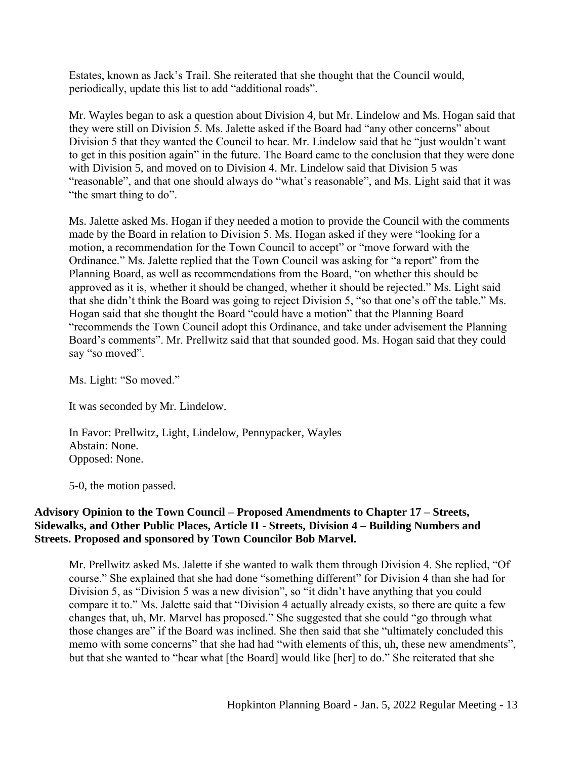Estates, known as Jack's Trail. She reiterated that she thought that the Council would, periodically, update this list to add "additional roads".

Mr. Wayles began to ask a question about Division 4, but Mr. Lindelow and Ms. Hogan said that they were still on Division 5. Ms. Jalette asked if the Board had "any other concerns" about Division 5 that they wanted the Council to hear. Mr. Lindelow said that he "just wouldn't want to get in this position again" in the future. The Board came to the conclusion that they were done with Division 5, and moved on to Division 4. Mr. Lindelow said that Division 5 was "reasonable", and that one should always do "what's reasonable", and Ms. Light said that it was "the smart thing to do".

Ms. Jalette asked Ms. Hogan if they needed a motion to provide the Council with the comments made by the Board in relation to Division 5. Ms. Hogan asked if they were "looking for a motion, a recommendation for the Town Council to accept" or "move forward with the Ordinance." Ms. Jalette replied that the Town Council was asking for "a report" from the Planning Board, as well as recommendations from the Board, "on whether this should be approved as it is, whether it should be changed, whether it should be rejected." Ms. Light said that she didn't think the Board was going to reject Division 5, "so that one's off the table." Ms. Hogan said that she thought the Board "could have a motion" that the Planning Board "recommends the Town Council adopt this Ordinance, and take under advisement the Planning Board's comments". Mr. Prellwitz said that that sounded good. Ms. Hogan said that they could say "so moved".

Ms. Light: "So moved."

It was seconded by Mr. Lindelow.

In Favor: Prellwitz, Light, Lindelow, Pennypacker, Wayles
Abstain: None.
Opposed: None.

5-0, the motion passed.

**Advisory Opinion to the Town Council – Proposed Amendments to Chapter 17 – Streets, Sidewalks, and Other Public Places, Article II - Streets, Division 4 – Building Numbers and Streets. Proposed and sponsored by Town Councilor Bob Marvel.**

Mr. Prellwitz asked Ms. Jalette if she wanted to walk them through Division 4. She replied, "Of course." She explained that she had done "something different" for Division 4 than she had for Division 5, as "Division 5 was a new division", so "it didn't have anything that you could compare it to." Ms. Jalette said that "Division 4 actually already exists, so there are quite a few changes that, uh, Mr. Marvel has proposed." She suggested that she could "go through what those changes are" if the Board was inclined. She then said that she "ultimately concluded this memo with some concerns" that she had had "with elements of this, uh, these new amendments", but that she wanted to "hear what [the Board] would like [her] to do." She reiterated that she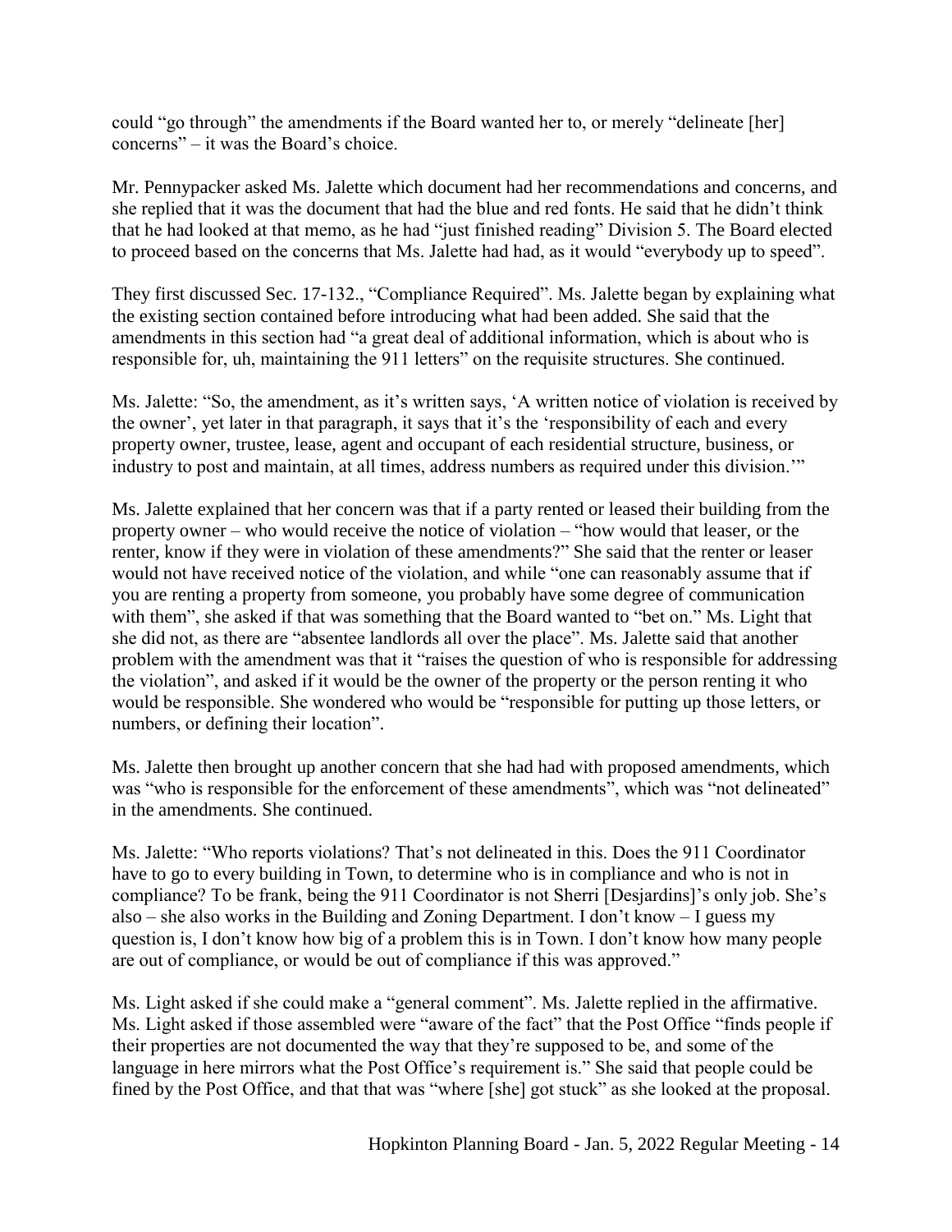could "go through" the amendments if the Board wanted her to, or merely "delineate [her] concerns" – it was the Board's choice.

Mr. Pennypacker asked Ms. Jalette which document had her recommendations and concerns, and she replied that it was the document that had the blue and red fonts. He said that he didn't think that he had looked at that memo, as he had "just finished reading" Division 5. The Board elected to proceed based on the concerns that Ms. Jalette had had, as it would "everybody up to speed".

They first discussed Sec. 17-132., "Compliance Required". Ms. Jalette began by explaining what the existing section contained before introducing what had been added. She said that the amendments in this section had "a great deal of additional information, which is about who is responsible for, uh, maintaining the 911 letters" on the requisite structures. She continued.

Ms. Jalette: "So, the amendment, as it's written says, 'A written notice of violation is received by the owner', yet later in that paragraph, it says that it's the 'responsibility of each and every property owner, trustee, lease, agent and occupant of each residential structure, business, or industry to post and maintain, at all times, address numbers as required under this division.'"

Ms. Jalette explained that her concern was that if a party rented or leased their building from the property owner – who would receive the notice of violation – "how would that leaser, or the renter, know if they were in violation of these amendments?" She said that the renter or leaser would not have received notice of the violation, and while "one can reasonably assume that if you are renting a property from someone, you probably have some degree of communication with them", she asked if that was something that the Board wanted to "bet on." Ms. Light that she did not, as there are "absentee landlords all over the place". Ms. Jalette said that another problem with the amendment was that it "raises the question of who is responsible for addressing the violation", and asked if it would be the owner of the property or the person renting it who would be responsible. She wondered who would be "responsible for putting up those letters, or numbers, or defining their location".

Ms. Jalette then brought up another concern that she had had with proposed amendments, which was "who is responsible for the enforcement of these amendments", which was "not delineated" in the amendments. She continued.

Ms. Jalette: "Who reports violations? That's not delineated in this. Does the 911 Coordinator have to go to every building in Town, to determine who is in compliance and who is not in compliance? To be frank, being the 911 Coordinator is not Sherri [Desjardins]'s only job. She's also – she also works in the Building and Zoning Department. I don't know – I guess my question is, I don't know how big of a problem this is in Town. I don't know how many people are out of compliance, or would be out of compliance if this was approved."

Ms. Light asked if she could make a "general comment". Ms. Jalette replied in the affirmative. Ms. Light asked if those assembled were "aware of the fact" that the Post Office "finds people if their properties are not documented the way that they're supposed to be, and some of the language in here mirrors what the Post Office's requirement is." She said that people could be fined by the Post Office, and that that was "where [she] got stuck" as she looked at the proposal.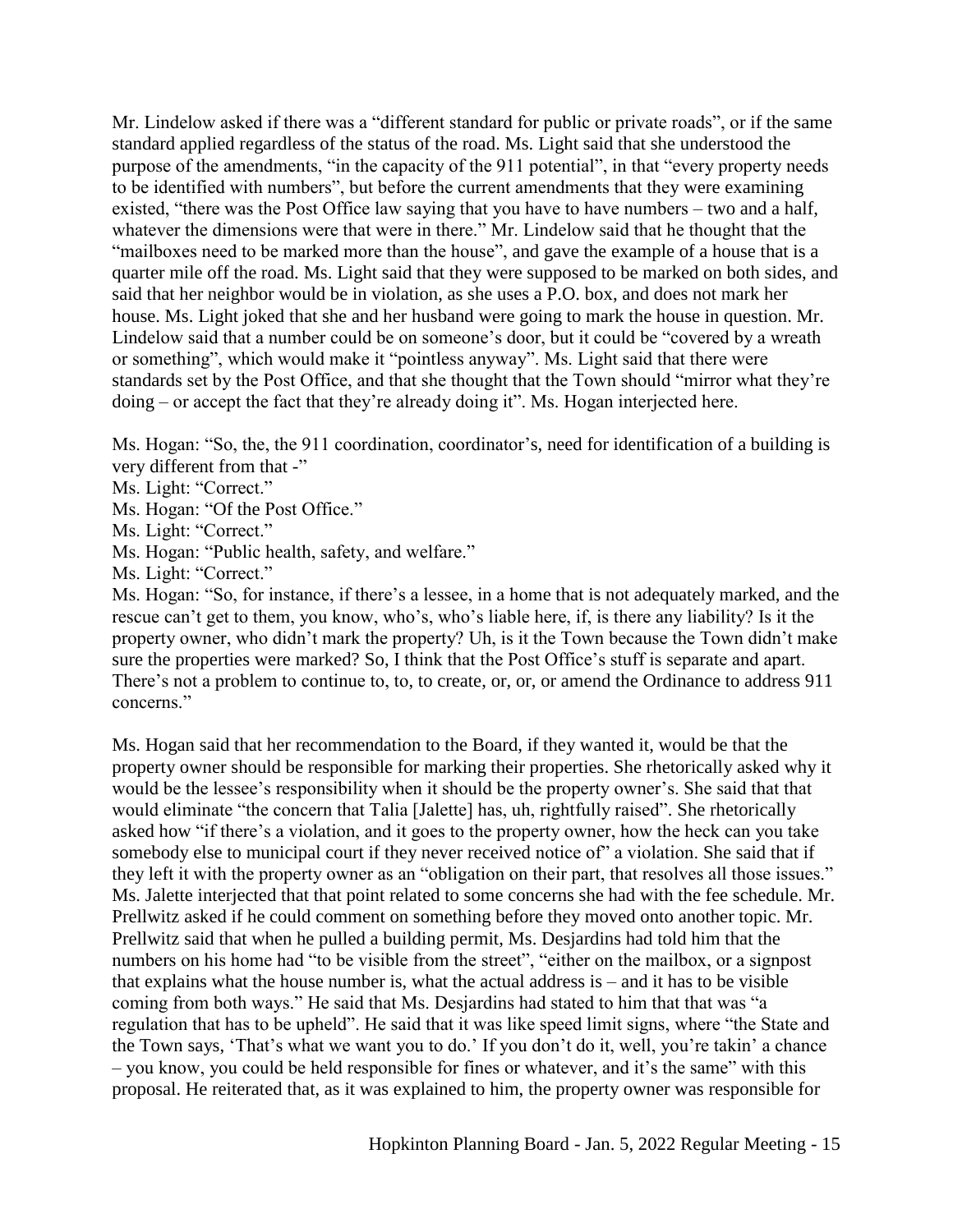Mr. Lindelow asked if there was a "different standard for public or private roads", or if the same standard applied regardless of the status of the road. Ms. Light said that she understood the purpose of the amendments, "in the capacity of the 911 potential", in that "every property needs to be identified with numbers", but before the current amendments that they were examining existed, "there was the Post Office law saying that you have to have numbers – two and a half, whatever the dimensions were that were in there." Mr. Lindelow said that he thought that the "mailboxes need to be marked more than the house", and gave the example of a house that is a quarter mile off the road. Ms. Light said that they were supposed to be marked on both sides, and said that her neighbor would be in violation, as she uses a P.O. box, and does not mark her house. Ms. Light joked that she and her husband were going to mark the house in question. Mr. Lindelow said that a number could be on someone's door, but it could be "covered by a wreath or something", which would make it "pointless anyway". Ms. Light said that there were standards set by the Post Office, and that she thought that the Town should "mirror what they're doing – or accept the fact that they're already doing it". Ms. Hogan interjected here.

Ms. Hogan: "So, the, the 911 coordination, coordinator's, need for identification of a building is very different from that -"
Ms. Light: "Correct."
Ms. Hogan: "Of the Post Office."
Ms. Light: "Correct."
Ms. Hogan: "Public health, safety, and welfare."
Ms. Light: "Correct."
Ms. Hogan: "So, for instance, if there's a lessee, in a home that is not adequately marked, and the rescue can't get to them, you know, who's, who's liable here, if, is there any liability? Is it the property owner, who didn't mark the property? Uh, is it the Town because the Town didn't make sure the properties were marked? So, I think that the Post Office's stuff is separate and apart. There's not a problem to continue to, to, to create, or, or, or amend the Ordinance to address 911 concerns."

Ms. Hogan said that her recommendation to the Board, if they wanted it, would be that the property owner should be responsible for marking their properties. She rhetorically asked why it would be the lessee's responsibility when it should be the property owner's. She said that that would eliminate "the concern that Talia [Jalette] has, uh, rightfully raised". She rhetorically asked how "if there's a violation, and it goes to the property owner, how the heck can you take somebody else to municipal court if they never received notice of" a violation. She said that if they left it with the property owner as an "obligation on their part, that resolves all those issues." Ms. Jalette interjected that that point related to some concerns she had with the fee schedule. Mr. Prellwitz asked if he could comment on something before they moved onto another topic. Mr. Prellwitz said that when he pulled a building permit, Ms. Desjardins had told him that the numbers on his home had "to be visible from the street", "either on the mailbox, or a signpost that explains what the house number is, what the actual address is – and it has to be visible coming from both ways." He said that Ms. Desjardins had stated to him that that was "a regulation that has to be upheld". He said that it was like speed limit signs, where "the State and the Town says, 'That's what we want you to do.' If you don't do it, well, you're takin' a chance – you know, you could be held responsible for fines or whatever, and it's the same" with this proposal. He reiterated that, as it was explained to him, the property owner was responsible for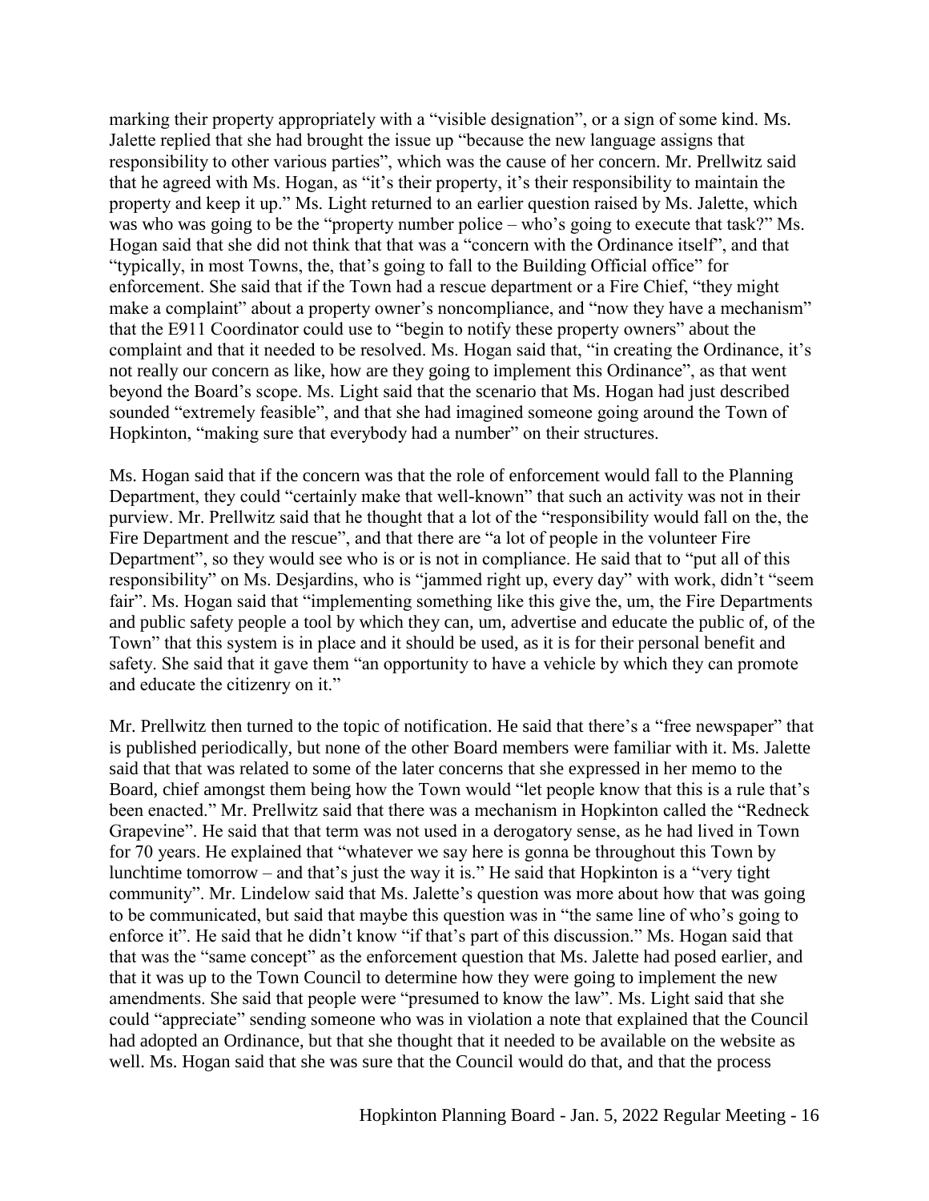marking their property appropriately with a "visible designation", or a sign of some kind. Ms. Jalette replied that she had brought the issue up "because the new language assigns that responsibility to other various parties", which was the cause of her concern. Mr. Prellwitz said that he agreed with Ms. Hogan, as "it's their property, it's their responsibility to maintain the property and keep it up." Ms. Light returned to an earlier question raised by Ms. Jalette, which was who was going to be the "property number police – who's going to execute that task?" Ms. Hogan said that she did not think that that was a "concern with the Ordinance itself", and that "typically, in most Towns, the, that's going to fall to the Building Official office" for enforcement. She said that if the Town had a rescue department or a Fire Chief, "they might make a complaint" about a property owner's noncompliance, and "now they have a mechanism" that the E911 Coordinator could use to "begin to notify these property owners" about the complaint and that it needed to be resolved. Ms. Hogan said that, "in creating the Ordinance, it's not really our concern as like, how are they going to implement this Ordinance", as that went beyond the Board's scope. Ms. Light said that the scenario that Ms. Hogan had just described sounded "extremely feasible", and that she had imagined someone going around the Town of Hopkinton, "making sure that everybody had a number" on their structures.

Ms. Hogan said that if the concern was that the role of enforcement would fall to the Planning Department, they could "certainly make that well-known" that such an activity was not in their purview. Mr. Prellwitz said that he thought that a lot of the "responsibility would fall on the, the Fire Department and the rescue", and that there are "a lot of people in the volunteer Fire Department", so they would see who is or is not in compliance. He said that to "put all of this responsibility" on Ms. Desjardins, who is "jammed right up, every day" with work, didn't "seem fair". Ms. Hogan said that "implementing something like this give the, um, the Fire Departments and public safety people a tool by which they can, um, advertise and educate the public of, of the Town" that this system is in place and it should be used, as it is for their personal benefit and safety. She said that it gave them "an opportunity to have a vehicle by which they can promote and educate the citizenry on it."

Mr. Prellwitz then turned to the topic of notification. He said that there's a "free newspaper" that is published periodically, but none of the other Board members were familiar with it. Ms. Jalette said that that was related to some of the later concerns that she expressed in her memo to the Board, chief amongst them being how the Town would "let people know that this is a rule that's been enacted." Mr. Prellwitz said that there was a mechanism in Hopkinton called the "Redneck Grapevine". He said that that term was not used in a derogatory sense, as he had lived in Town for 70 years. He explained that "whatever we say here is gonna be throughout this Town by lunchtime tomorrow – and that's just the way it is." He said that Hopkinton is a "very tight community". Mr. Lindelow said that Ms. Jalette's question was more about how that was going to be communicated, but said that maybe this question was in "the same line of who's going to enforce it". He said that he didn't know "if that's part of this discussion." Ms. Hogan said that that was the "same concept" as the enforcement question that Ms. Jalette had posed earlier, and that it was up to the Town Council to determine how they were going to implement the new amendments. She said that people were "presumed to know the law". Ms. Light said that she could "appreciate" sending someone who was in violation a note that explained that the Council had adopted an Ordinance, but that she thought that it needed to be available on the website as well. Ms. Hogan said that she was sure that the Council would do that, and that the process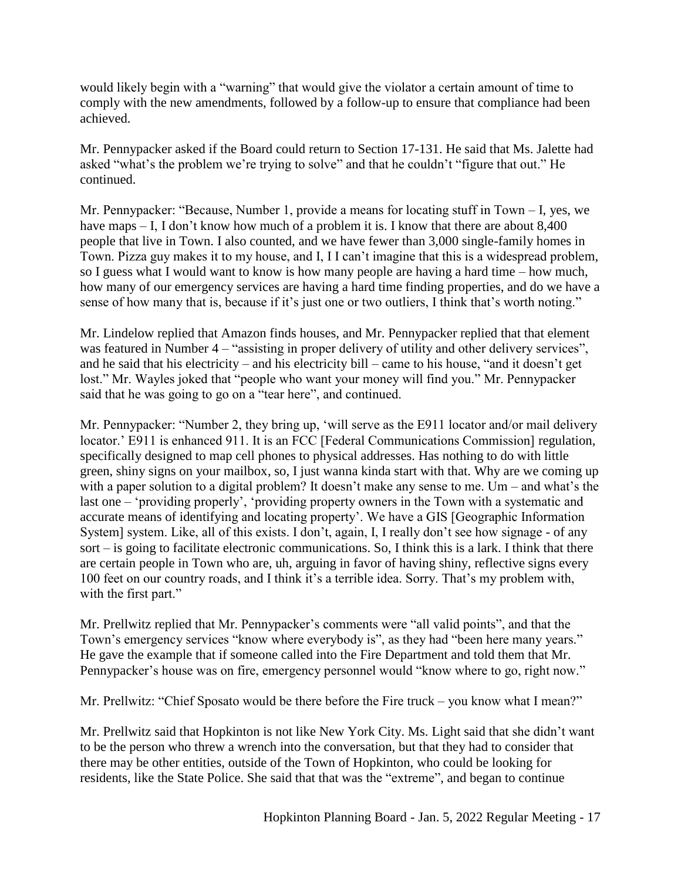would likely begin with a "warning" that would give the violator a certain amount of time to comply with the new amendments, followed by a follow-up to ensure that compliance had been achieved.

Mr. Pennypacker asked if the Board could return to Section 17-131. He said that Ms. Jalette had asked "what's the problem we're trying to solve" and that he couldn't "figure that out." He continued.

Mr. Pennypacker: "Because, Number 1, provide a means for locating stuff in Town – I, yes, we have maps – I, I don't know how much of a problem it is. I know that there are about 8,400 people that live in Town. I also counted, and we have fewer than 3,000 single-family homes in Town. Pizza guy makes it to my house, and I, I I can't imagine that this is a widespread problem, so I guess what I would want to know is how many people are having a hard time – how much, how many of our emergency services are having a hard time finding properties, and do we have a sense of how many that is, because if it's just one or two outliers, I think that's worth noting."

Mr. Lindelow replied that Amazon finds houses, and Mr. Pennypacker replied that that element was featured in Number 4 – "assisting in proper delivery of utility and other delivery services", and he said that his electricity – and his electricity bill – came to his house, "and it doesn't get lost." Mr. Wayles joked that "people who want your money will find you." Mr. Pennypacker said that he was going to go on a "tear here", and continued.

Mr. Pennypacker: "Number 2, they bring up, 'will serve as the E911 locator and/or mail delivery locator.' E911 is enhanced 911. It is an FCC [Federal Communications Commission] regulation, specifically designed to map cell phones to physical addresses. Has nothing to do with little green, shiny signs on your mailbox, so, I just wanna kinda start with that. Why are we coming up with a paper solution to a digital problem? It doesn't make any sense to me. Um – and what's the last one – 'providing properly', 'providing property owners in the Town with a systematic and accurate means of identifying and locating property'. We have a GIS [Geographic Information System] system. Like, all of this exists. I don't, again, I, I really don't see how signage - of any sort – is going to facilitate electronic communications. So, I think this is a lark. I think that there are certain people in Town who are, uh, arguing in favor of having shiny, reflective signs every 100 feet on our country roads, and I think it's a terrible idea. Sorry. That's my problem with, with the first part."

Mr. Prellwitz replied that Mr. Pennypacker's comments were "all valid points", and that the Town's emergency services "know where everybody is", as they had "been here many years." He gave the example that if someone called into the Fire Department and told them that Mr. Pennypacker's house was on fire, emergency personnel would "know where to go, right now."

Mr. Prellwitz: "Chief Sposato would be there before the Fire truck – you know what I mean?"

Mr. Prellwitz said that Hopkinton is not like New York City. Ms. Light said that she didn't want to be the person who threw a wrench into the conversation, but that they had to consider that there may be other entities, outside of the Town of Hopkinton, who could be looking for residents, like the State Police. She said that that was the "extreme", and began to continue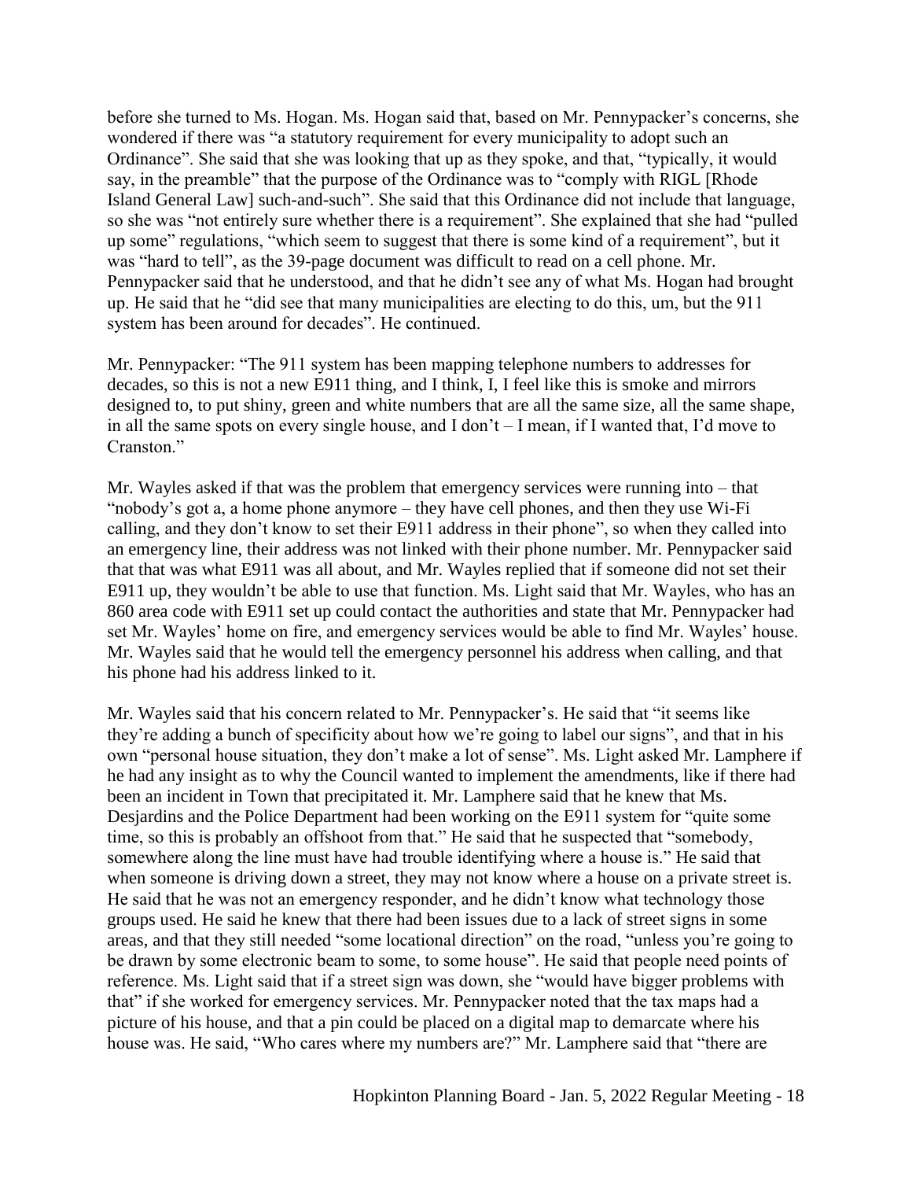before she turned to Ms. Hogan. Ms. Hogan said that, based on Mr. Pennypacker's concerns, she wondered if there was "a statutory requirement for every municipality to adopt such an Ordinance". She said that she was looking that up as they spoke, and that, "typically, it would say, in the preamble" that the purpose of the Ordinance was to "comply with RIGL [Rhode Island General Law] such-and-such". She said that this Ordinance did not include that language, so she was "not entirely sure whether there is a requirement". She explained that she had "pulled up some" regulations, "which seem to suggest that there is some kind of a requirement", but it was "hard to tell", as the 39-page document was difficult to read on a cell phone. Mr. Pennypacker said that he understood, and that he didn't see any of what Ms. Hogan had brought up. He said that he "did see that many municipalities are electing to do this, um, but the 911 system has been around for decades". He continued.

Mr. Pennypacker: "The 911 system has been mapping telephone numbers to addresses for decades, so this is not a new E911 thing, and I think, I, I feel like this is smoke and mirrors designed to, to put shiny, green and white numbers that are all the same size, all the same shape, in all the same spots on every single house, and I don't – I mean, if I wanted that, I'd move to Cranston."

Mr. Wayles asked if that was the problem that emergency services were running into – that "nobody's got a, a home phone anymore – they have cell phones, and then they use Wi-Fi calling, and they don't know to set their E911 address in their phone", so when they called into an emergency line, their address was not linked with their phone number. Mr. Pennypacker said that that was what E911 was all about, and Mr. Wayles replied that if someone did not set their E911 up, they wouldn't be able to use that function. Ms. Light said that Mr. Wayles, who has an 860 area code with E911 set up could contact the authorities and state that Mr. Pennypacker had set Mr. Wayles' home on fire, and emergency services would be able to find Mr. Wayles' house. Mr. Wayles said that he would tell the emergency personnel his address when calling, and that his phone had his address linked to it.

Mr. Wayles said that his concern related to Mr. Pennypacker's. He said that "it seems like they're adding a bunch of specificity about how we're going to label our signs", and that in his own "personal house situation, they don't make a lot of sense". Ms. Light asked Mr. Lamphere if he had any insight as to why the Council wanted to implement the amendments, like if there had been an incident in Town that precipitated it. Mr. Lamphere said that he knew that Ms. Desjardins and the Police Department had been working on the E911 system for "quite some time, so this is probably an offshoot from that." He said that he suspected that "somebody, somewhere along the line must have had trouble identifying where a house is." He said that when someone is driving down a street, they may not know where a house on a private street is. He said that he was not an emergency responder, and he didn't know what technology those groups used. He said he knew that there had been issues due to a lack of street signs in some areas, and that they still needed "some locational direction" on the road, "unless you're going to be drawn by some electronic beam to some, to some house". He said that people need points of reference. Ms. Light said that if a street sign was down, she "would have bigger problems with that" if she worked for emergency services. Mr. Pennypacker noted that the tax maps had a picture of his house, and that a pin could be placed on a digital map to demarcate where his house was. He said, "Who cares where my numbers are?" Mr. Lamphere said that "there are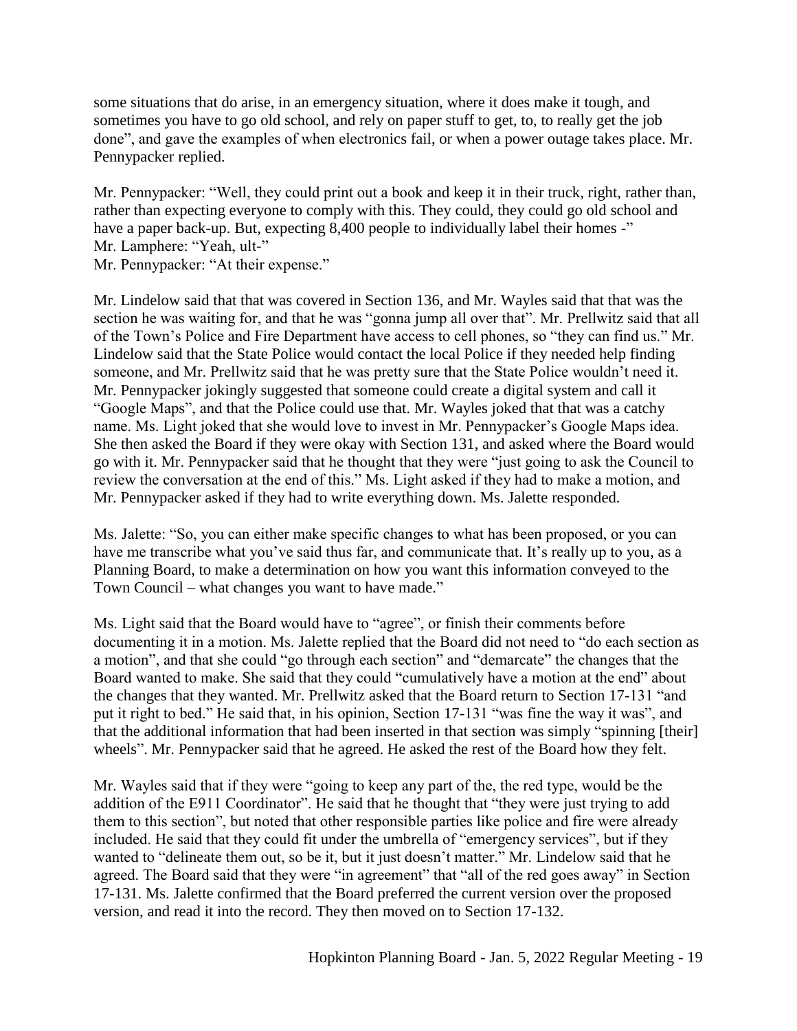some situations that do arise, in an emergency situation, where it does make it tough, and sometimes you have to go old school, and rely on paper stuff to get, to, to really get the job done", and gave the examples of when electronics fail, or when a power outage takes place. Mr. Pennypacker replied.

Mr. Pennypacker: "Well, they could print out a book and keep it in their truck, right, rather than, rather than expecting everyone to comply with this. They could, they could go old school and have a paper back-up. But, expecting 8,400 people to individually label their homes -"
Mr. Lamphere: "Yeah, ult-"
Mr. Pennypacker: "At their expense."

Mr. Lindelow said that that was covered in Section 136, and Mr. Wayles said that that was the section he was waiting for, and that he was "gonna jump all over that". Mr. Prellwitz said that all of the Town's Police and Fire Department have access to cell phones, so "they can find us." Mr. Lindelow said that the State Police would contact the local Police if they needed help finding someone, and Mr. Prellwitz said that he was pretty sure that the State Police wouldn't need it. Mr. Pennypacker jokingly suggested that someone could create a digital system and call it "Google Maps", and that the Police could use that. Mr. Wayles joked that that was a catchy name. Ms. Light joked that she would love to invest in Mr. Pennypacker's Google Maps idea. She then asked the Board if they were okay with Section 131, and asked where the Board would go with it. Mr. Pennypacker said that he thought that they were "just going to ask the Council to review the conversation at the end of this." Ms. Light asked if they had to make a motion, and Mr. Pennypacker asked if they had to write everything down. Ms. Jalette responded.

Ms. Jalette: "So, you can either make specific changes to what has been proposed, or you can have me transcribe what you've said thus far, and communicate that. It's really up to you, as a Planning Board, to make a determination on how you want this information conveyed to the Town Council – what changes you want to have made."

Ms. Light said that the Board would have to "agree", or finish their comments before documenting it in a motion. Ms. Jalette replied that the Board did not need to "do each section as a motion", and that she could "go through each section" and "demarcate" the changes that the Board wanted to make. She said that they could "cumulatively have a motion at the end" about the changes that they wanted. Mr. Prellwitz asked that the Board return to Section 17-131 "and put it right to bed." He said that, in his opinion, Section 17-131 "was fine the way it was", and that the additional information that had been inserted in that section was simply "spinning [their] wheels". Mr. Pennypacker said that he agreed. He asked the rest of the Board how they felt.

Mr. Wayles said that if they were "going to keep any part of the, the red type, would be the addition of the E911 Coordinator". He said that he thought that "they were just trying to add them to this section", but noted that other responsible parties like police and fire were already included. He said that they could fit under the umbrella of "emergency services", but if they wanted to "delineate them out, so be it, but it just doesn't matter." Mr. Lindelow said that he agreed. The Board said that they were "in agreement" that "all of the red goes away" in Section 17-131. Ms. Jalette confirmed that the Board preferred the current version over the proposed version, and read it into the record. They then moved on to Section 17-132.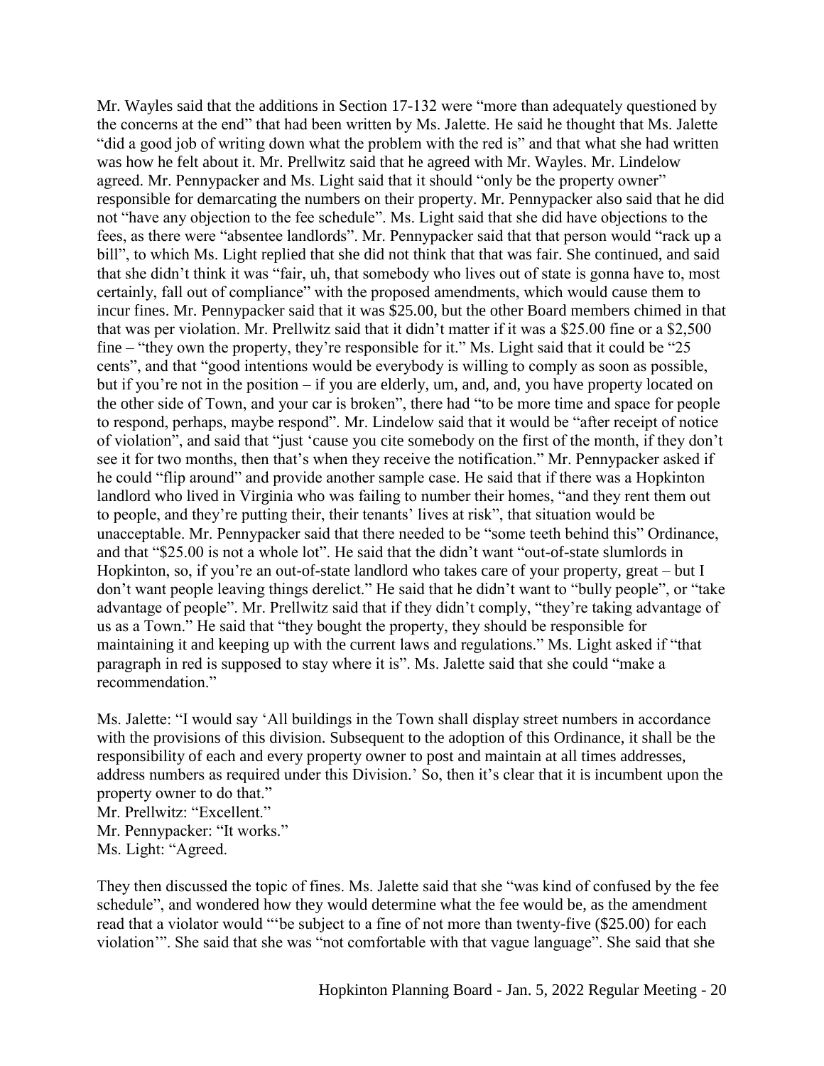Mr. Wayles said that the additions in Section 17-132 were "more than adequately questioned by the concerns at the end" that had been written by Ms. Jalette. He said he thought that Ms. Jalette "did a good job of writing down what the problem with the red is" and that what she had written was how he felt about it. Mr. Prellwitz said that he agreed with Mr. Wayles. Mr. Lindelow agreed. Mr. Pennypacker and Ms. Light said that it should "only be the property owner" responsible for demarcating the numbers on their property. Mr. Pennypacker also said that he did not "have any objection to the fee schedule". Ms. Light said that she did have objections to the fees, as there were "absentee landlords". Mr. Pennypacker said that that person would "rack up a bill", to which Ms. Light replied that she did not think that that was fair. She continued, and said that she didn't think it was "fair, uh, that somebody who lives out of state is gonna have to, most certainly, fall out of compliance" with the proposed amendments, which would cause them to incur fines. Mr. Pennypacker said that it was $25.00, but the other Board members chimed in that that was per violation. Mr. Prellwitz said that it didn't matter if it was a $25.00 fine or a $2,500 fine – "they own the property, they're responsible for it." Ms. Light said that it could be "25 cents", and that "good intentions would be everybody is willing to comply as soon as possible, but if you're not in the position – if you are elderly, um, and, and, you have property located on the other side of Town, and your car is broken", there had "to be more time and space for people to respond, perhaps, maybe respond". Mr. Lindelow said that it would be "after receipt of notice of violation", and said that "just 'cause you cite somebody on the first of the month, if they don't see it for two months, then that's when they receive the notification." Mr. Pennypacker asked if he could "flip around" and provide another sample case. He said that if there was a Hopkinton landlord who lived in Virginia who was failing to number their homes, "and they rent them out to people, and they're putting their, their tenants' lives at risk", that situation would be unacceptable. Mr. Pennypacker said that there needed to be "some teeth behind this" Ordinance, and that "$25.00 is not a whole lot". He said that the didn't want "out-of-state slumlords in Hopkinton, so, if you're an out-of-state landlord who takes care of your property, great – but I don't want people leaving things derelict." He said that he didn't want to "bully people", or "take advantage of people". Mr. Prellwitz said that if they didn't comply, "they're taking advantage of us as a Town." He said that "they bought the property, they should be responsible for maintaining it and keeping up with the current laws and regulations." Ms. Light asked if "that paragraph in red is supposed to stay where it is". Ms. Jalette said that she could "make a recommendation."

Ms. Jalette: "I would say 'All buildings in the Town shall display street numbers in accordance with the provisions of this division. Subsequent to the adoption of this Ordinance, it shall be the responsibility of each and every property owner to post and maintain at all times addresses, address numbers as required under this Division.' So, then it's clear that it is incumbent upon the property owner to do that."
Mr. Prellwitz: "Excellent."
Mr. Pennypacker: "It works."
Ms. Light: "Agreed.

They then discussed the topic of fines. Ms. Jalette said that she "was kind of confused by the fee schedule", and wondered how they would determine what the fee would be, as the amendment read that a violator would "'be subject to a fine of not more than twenty-five ($25.00) for each violation'". She said that she was "not comfortable with that vague language". She said that she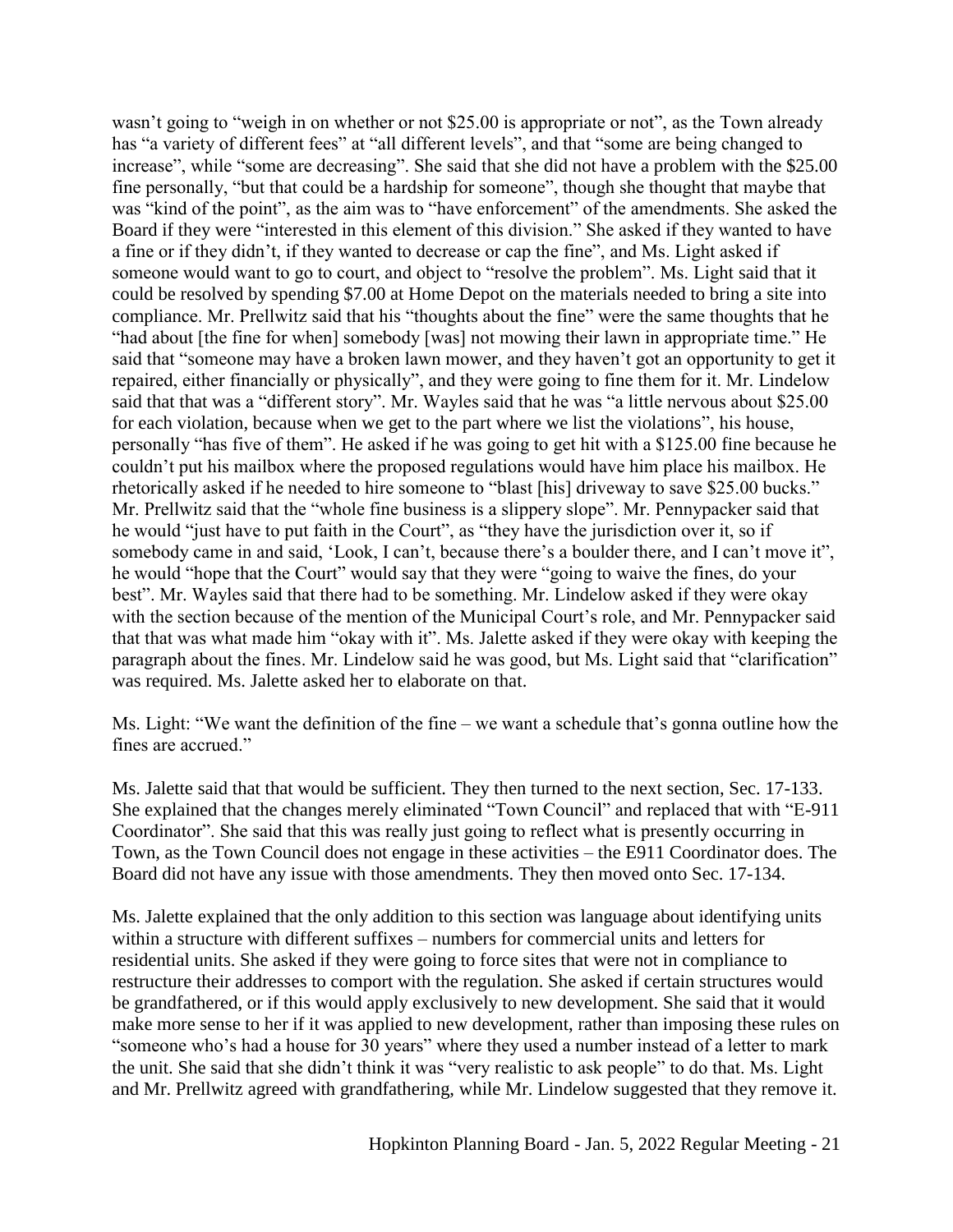wasn't going to "weigh in on whether or not $25.00 is appropriate or not", as the Town already has "a variety of different fees" at "all different levels", and that "some are being changed to increase", while "some are decreasing". She said that she did not have a problem with the $25.00 fine personally, "but that could be a hardship for someone", though she thought that maybe that was "kind of the point", as the aim was to "have enforcement" of the amendments. She asked the Board if they were "interested in this element of this division." She asked if they wanted to have a fine or if they didn't, if they wanted to decrease or cap the fine", and Ms. Light asked if someone would want to go to court, and object to "resolve the problem". Ms. Light said that it could be resolved by spending $7.00 at Home Depot on the materials needed to bring a site into compliance. Mr. Prellwitz said that his "thoughts about the fine" were the same thoughts that he "had about [the fine for when] somebody [was] not mowing their lawn in appropriate time." He said that "someone may have a broken lawn mower, and they haven't got an opportunity to get it repaired, either financially or physically", and they were going to fine them for it. Mr. Lindelow said that that was a "different story". Mr. Wayles said that he was "a little nervous about $25.00 for each violation, because when we get to the part where we list the violations", his house, personally "has five of them". He asked if he was going to get hit with a $125.00 fine because he couldn't put his mailbox where the proposed regulations would have him place his mailbox. He rhetorically asked if he needed to hire someone to "blast [his] driveway to save $25.00 bucks." Mr. Prellwitz said that the "whole fine business is a slippery slope". Mr. Pennypacker said that he would "just have to put faith in the Court", as "they have the jurisdiction over it, so if somebody came in and said, 'Look, I can't, because there's a boulder there, and I can't move it", he would "hope that the Court" would say that they were "going to waive the fines, do your best". Mr. Wayles said that there had to be something. Mr. Lindelow asked if they were okay with the section because of the mention of the Municipal Court's role, and Mr. Pennypacker said that that was what made him "okay with it". Ms. Jalette asked if they were okay with keeping the paragraph about the fines. Mr. Lindelow said he was good, but Ms. Light said that "clarification" was required. Ms. Jalette asked her to elaborate on that.

Ms. Light: "We want the definition of the fine – we want a schedule that's gonna outline how the fines are accrued."

Ms. Jalette said that that would be sufficient. They then turned to the next section, Sec. 17-133. She explained that the changes merely eliminated "Town Council" and replaced that with "E-911 Coordinator". She said that this was really just going to reflect what is presently occurring in Town, as the Town Council does not engage in these activities – the E911 Coordinator does. The Board did not have any issue with those amendments. They then moved onto Sec. 17-134.

Ms. Jalette explained that the only addition to this section was language about identifying units within a structure with different suffixes – numbers for commercial units and letters for residential units. She asked if they were going to force sites that were not in compliance to restructure their addresses to comport with the regulation. She asked if certain structures would be grandfathered, or if this would apply exclusively to new development. She said that it would make more sense to her if it was applied to new development, rather than imposing these rules on "someone who's had a house for 30 years" where they used a number instead of a letter to mark the unit. She said that she didn't think it was "very realistic to ask people" to do that. Ms. Light and Mr. Prellwitz agreed with grandfathering, while Mr. Lindelow suggested that they remove it.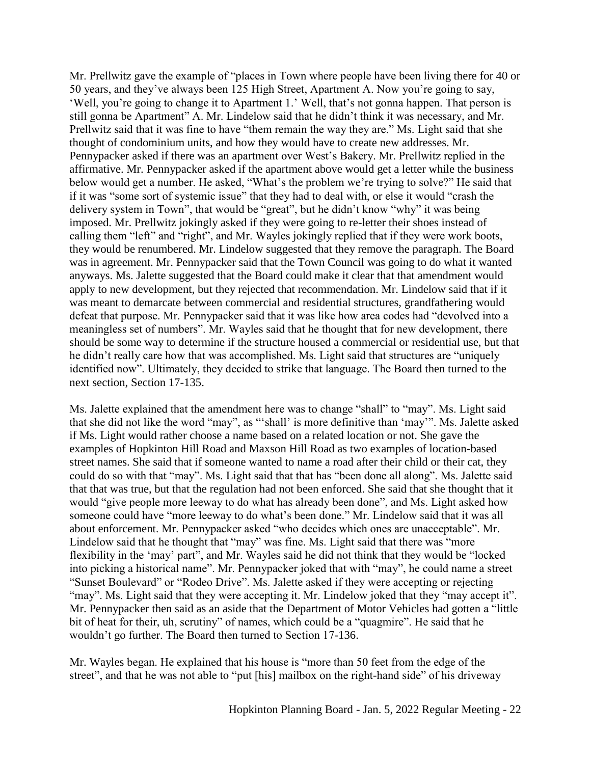Mr. Prellwitz gave the example of "places in Town where people have been living there for 40 or 50 years, and they've always been 125 High Street, Apartment A. Now you're going to say, 'Well, you're going to change it to Apartment 1.' Well, that's not gonna happen. That person is still gonna be Apartment" A. Mr. Lindelow said that he didn't think it was necessary, and Mr. Prellwitz said that it was fine to have "them remain the way they are." Ms. Light said that she thought of condominium units, and how they would have to create new addresses. Mr. Pennypacker asked if there was an apartment over West's Bakery. Mr. Prellwitz replied in the affirmative. Mr. Pennypacker asked if the apartment above would get a letter while the business below would get a number. He asked, "What's the problem we're trying to solve?" He said that if it was "some sort of systemic issue" that they had to deal with, or else it would "crash the delivery system in Town", that would be "great", but he didn't know "why" it was being imposed. Mr. Prellwitz jokingly asked if they were going to re-letter their shoes instead of calling them "left" and "right", and Mr. Wayles jokingly replied that if they were work boots, they would be renumbered. Mr. Lindelow suggested that they remove the paragraph. The Board was in agreement. Mr. Pennypacker said that the Town Council was going to do what it wanted anyways. Ms. Jalette suggested that the Board could make it clear that that amendment would apply to new development, but they rejected that recommendation. Mr. Lindelow said that if it was meant to demarcate between commercial and residential structures, grandfathering would defeat that purpose. Mr. Pennypacker said that it was like how area codes had "devolved into a meaningless set of numbers". Mr. Wayles said that he thought that for new development, there should be some way to determine if the structure housed a commercial or residential use, but that he didn't really care how that was accomplished. Ms. Light said that structures are "uniquely identified now". Ultimately, they decided to strike that language. The Board then turned to the next section, Section 17-135.

Ms. Jalette explained that the amendment here was to change "shall" to "may". Ms. Light said that she did not like the word "may", as "'shall' is more definitive than 'may'". Ms. Jalette asked if Ms. Light would rather choose a name based on a related location or not. She gave the examples of Hopkinton Hill Road and Maxson Hill Road as two examples of location-based street names. She said that if someone wanted to name a road after their child or their cat, they could do so with that "may". Ms. Light said that that has "been done all along". Ms. Jalette said that that was true, but that the regulation had not been enforced. She said that she thought that it would "give people more leeway to do what has already been done", and Ms. Light asked how someone could have "more leeway to do what's been done." Mr. Lindelow said that it was all about enforcement. Mr. Pennypacker asked "who decides which ones are unacceptable". Mr. Lindelow said that he thought that "may" was fine. Ms. Light said that there was "more flexibility in the 'may' part", and Mr. Wayles said he did not think that they would be "locked into picking a historical name". Mr. Pennypacker joked that with "may", he could name a street "Sunset Boulevard" or "Rodeo Drive". Ms. Jalette asked if they were accepting or rejecting "may". Ms. Light said that they were accepting it. Mr. Lindelow joked that they "may accept it". Mr. Pennypacker then said as an aside that the Department of Motor Vehicles had gotten a "little bit of heat for their, uh, scrutiny" of names, which could be a "quagmire". He said that he wouldn't go further. The Board then turned to Section 17-136.

Mr. Wayles began. He explained that his house is "more than 50 feet from the edge of the street", and that he was not able to "put [his] mailbox on the right-hand side" of his driveway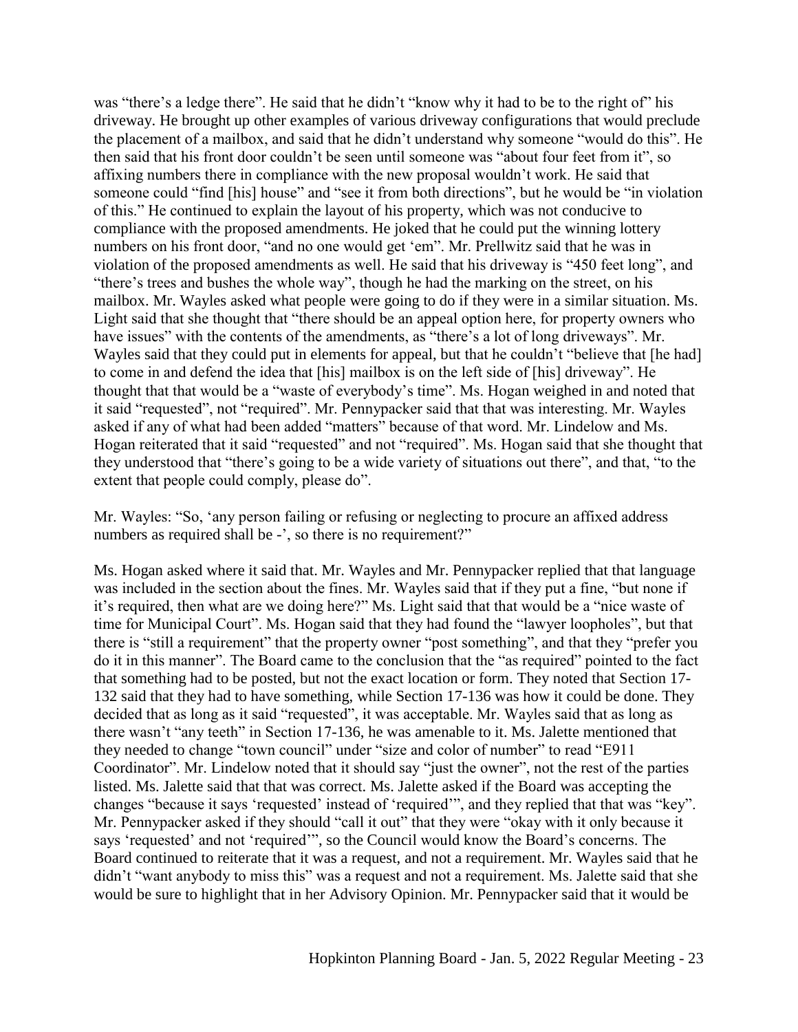was "there's a ledge there". He said that he didn't "know why it had to be to the right of" his driveway. He brought up other examples of various driveway configurations that would preclude the placement of a mailbox, and said that he didn't understand why someone "would do this". He then said that his front door couldn't be seen until someone was "about four feet from it", so affixing numbers there in compliance with the new proposal wouldn't work. He said that someone could "find [his] house" and "see it from both directions", but he would be "in violation of this." He continued to explain the layout of his property, which was not conducive to compliance with the proposed amendments. He joked that he could put the winning lottery numbers on his front door, "and no one would get 'em". Mr. Prellwitz said that he was in violation of the proposed amendments as well. He said that his driveway is "450 feet long", and "there's trees and bushes the whole way", though he had the marking on the street, on his mailbox. Mr. Wayles asked what people were going to do if they were in a similar situation. Ms. Light said that she thought that "there should be an appeal option here, for property owners who have issues" with the contents of the amendments, as "there's a lot of long driveways". Mr. Wayles said that they could put in elements for appeal, but that he couldn't "believe that [he had] to come in and defend the idea that [his] mailbox is on the left side of [his] driveway". He thought that that would be a "waste of everybody's time". Ms. Hogan weighed in and noted that it said "requested", not "required". Mr. Pennypacker said that that was interesting. Mr. Wayles asked if any of what had been added "matters" because of that word. Mr. Lindelow and Ms. Hogan reiterated that it said "requested" and not "required". Ms. Hogan said that she thought that they understood that "there's going to be a wide variety of situations out there", and that, "to the extent that people could comply, please do".

Mr. Wayles: "So, 'any person failing or refusing or neglecting to procure an affixed address numbers as required shall be -', so there is no requirement?"

Ms. Hogan asked where it said that. Mr. Wayles and Mr. Pennypacker replied that that language was included in the section about the fines. Mr. Wayles said that if they put a fine, "but none if it's required, then what are we doing here?" Ms. Light said that that would be a "nice waste of time for Municipal Court". Ms. Hogan said that they had found the "lawyer loopholes", but that there is "still a requirement" that the property owner "post something", and that they "prefer you do it in this manner". The Board came to the conclusion that the "as required" pointed to the fact that something had to be posted, but not the exact location or form. They noted that Section 17-132 said that they had to have something, while Section 17-136 was how it could be done. They decided that as long as it said "requested", it was acceptable. Mr. Wayles said that as long as there wasn't "any teeth" in Section 17-136, he was amenable to it. Ms. Jalette mentioned that they needed to change "town council" under "size and color of number" to read "E911 Coordinator". Mr. Lindelow noted that it should say "just the owner", not the rest of the parties listed. Ms. Jalette said that that was correct. Ms. Jalette asked if the Board was accepting the changes "because it says 'requested' instead of 'required'", and they replied that that was "key". Mr. Pennypacker asked if they should "call it out" that they were "okay with it only because it says 'requested' and not 'required'", so the Council would know the Board's concerns. The Board continued to reiterate that it was a request, and not a requirement. Mr. Wayles said that he didn't "want anybody to miss this" was a request and not a requirement. Ms. Jalette said that she would be sure to highlight that in her Advisory Opinion. Mr. Pennypacker said that it would be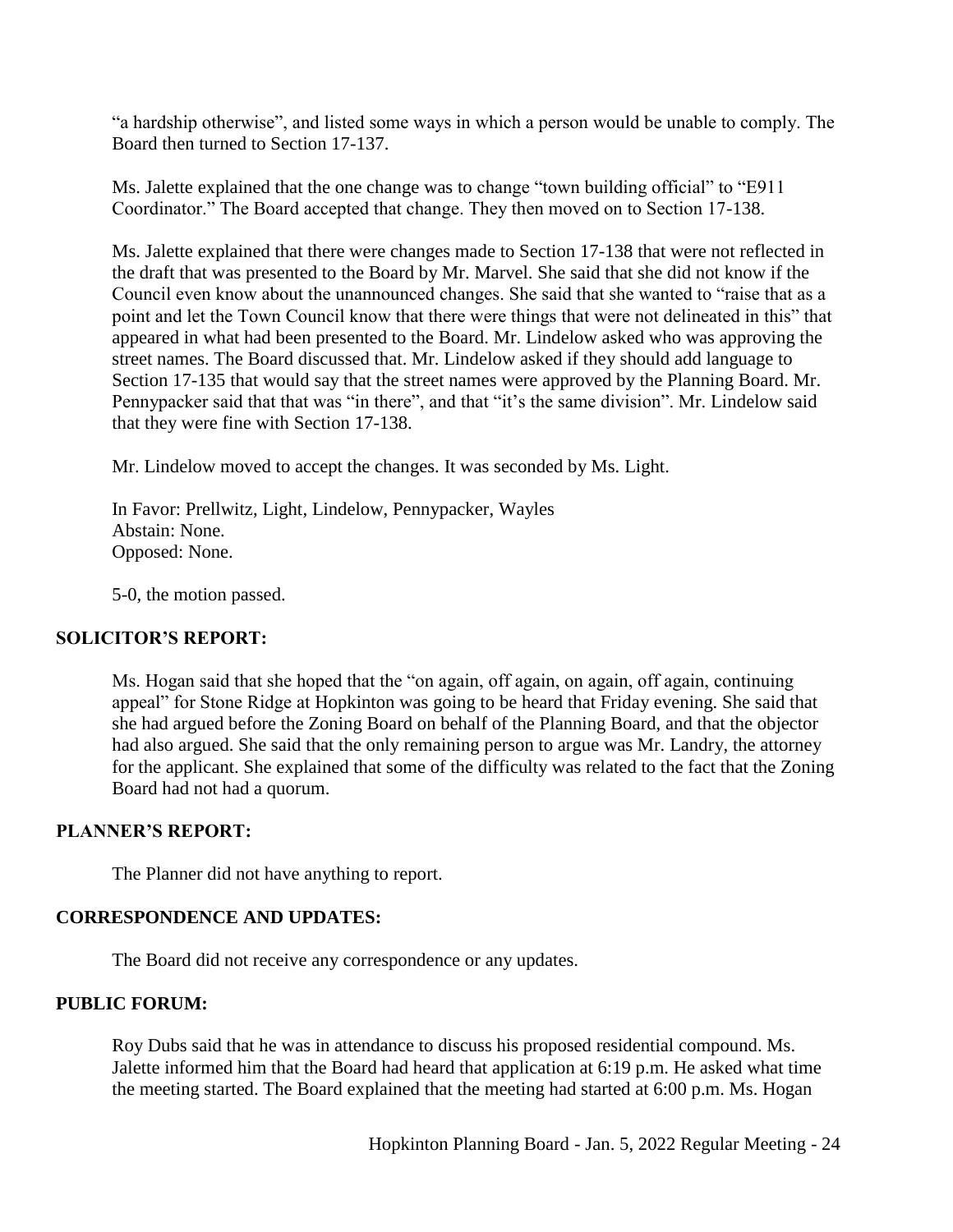"a hardship otherwise", and listed some ways in which a person would be unable to comply. The Board then turned to Section 17-137.

Ms. Jalette explained that the one change was to change "town building official" to "E911 Coordinator." The Board accepted that change. They then moved on to Section 17-138.

Ms. Jalette explained that there were changes made to Section 17-138 that were not reflected in the draft that was presented to the Board by Mr. Marvel. She said that she did not know if the Council even know about the unannounced changes. She said that she wanted to "raise that as a point and let the Town Council know that there were things that were not delineated in this" that appeared in what had been presented to the Board. Mr. Lindelow asked who was approving the street names. The Board discussed that. Mr. Lindelow asked if they should add language to Section 17-135 that would say that the street names were approved by the Planning Board. Mr. Pennypacker said that that was "in there", and that "it's the same division". Mr. Lindelow said that they were fine with Section 17-138.

Mr. Lindelow moved to accept the changes. It was seconded by Ms. Light.

In Favor: Prellwitz, Light, Lindelow, Pennypacker, Wayles
Abstain: None.
Opposed: None.

5-0, the motion passed.

## SOLICITOR'S REPORT:

Ms. Hogan said that she hoped that the "on again, off again, on again, off again, continuing appeal" for Stone Ridge at Hopkinton was going to be heard that Friday evening. She said that she had argued before the Zoning Board on behalf of the Planning Board, and that the objector had also argued. She said that the only remaining person to argue was Mr. Landry, the attorney for the applicant. She explained that some of the difficulty was related to the fact that the Zoning Board had not had a quorum.

## PLANNER'S REPORT:

The Planner did not have anything to report.

## CORRESPONDENCE AND UPDATES:

The Board did not receive any correspondence or any updates.

## PUBLIC FORUM:

Roy Dubs said that he was in attendance to discuss his proposed residential compound. Ms. Jalette informed him that the Board had heard that application at 6:19 p.m. He asked what time the meeting started. The Board explained that the meeting had started at 6:00 p.m. Ms. Hogan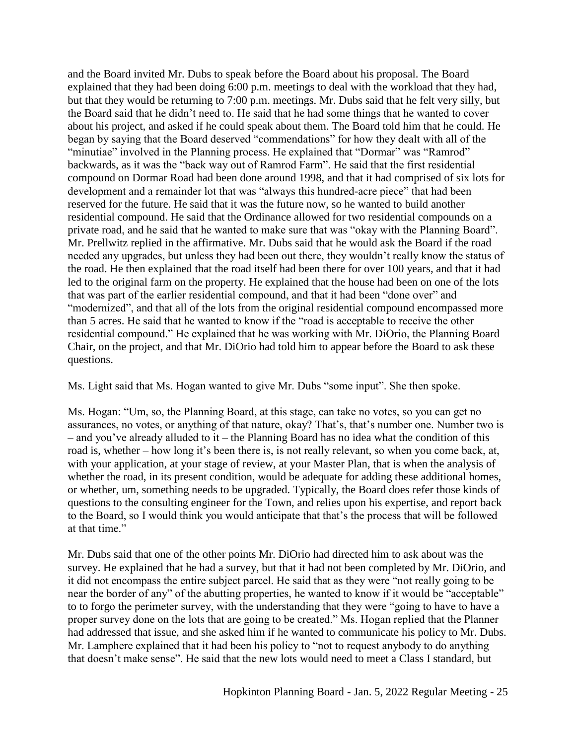and the Board invited Mr. Dubs to speak before the Board about his proposal. The Board explained that they had been doing 6:00 p.m. meetings to deal with the workload that they had, but that they would be returning to 7:00 p.m. meetings. Mr. Dubs said that he felt very silly, but the Board said that he didn't need to. He said that he had some things that he wanted to cover about his project, and asked if he could speak about them. The Board told him that he could. He began by saying that the Board deserved "commendations" for how they dealt with all of the "minutiae" involved in the Planning process. He explained that "Dormar" was "Ramrod" backwards, as it was the "back way out of Ramrod Farm". He said that the first residential compound on Dormar Road had been done around 1998, and that it had comprised of six lots for development and a remainder lot that was "always this hundred-acre piece" that had been reserved for the future. He said that it was the future now, so he wanted to build another residential compound. He said that the Ordinance allowed for two residential compounds on a private road, and he said that he wanted to make sure that was "okay with the Planning Board". Mr. Prellwitz replied in the affirmative. Mr. Dubs said that he would ask the Board if the road needed any upgrades, but unless they had been out there, they wouldn't really know the status of the road. He then explained that the road itself had been there for over 100 years, and that it had led to the original farm on the property. He explained that the house had been on one of the lots that was part of the earlier residential compound, and that it had been "done over" and "modernized", and that all of the lots from the original residential compound encompassed more than 5 acres. He said that he wanted to know if the "road is acceptable to receive the other residential compound." He explained that he was working with Mr. DiOrio, the Planning Board Chair, on the project, and that Mr. DiOrio had told him to appear before the Board to ask these questions.

Ms. Light said that Ms. Hogan wanted to give Mr. Dubs "some input". She then spoke.

Ms. Hogan: "Um, so, the Planning Board, at this stage, can take no votes, so you can get no assurances, no votes, or anything of that nature, okay? That's, that's number one. Number two is – and you've already alluded to it – the Planning Board has no idea what the condition of this road is, whether – how long it's been there is, is not really relevant, so when you come back, at, with your application, at your stage of review, at your Master Plan, that is when the analysis of whether the road, in its present condition, would be adequate for adding these additional homes, or whether, um, something needs to be upgraded. Typically, the Board does refer those kinds of questions to the consulting engineer for the Town, and relies upon his expertise, and report back to the Board, so I would think you would anticipate that that's the process that will be followed at that time."

Mr. Dubs said that one of the other points Mr. DiOrio had directed him to ask about was the survey. He explained that he had a survey, but that it had not been completed by Mr. DiOrio, and it did not encompass the entire subject parcel. He said that as they were "not really going to be near the border of any" of the abutting properties, he wanted to know if it would be "acceptable" to to forgo the perimeter survey, with the understanding that they were "going to have to have a proper survey done on the lots that are going to be created." Ms. Hogan replied that the Planner had addressed that issue, and she asked him if he wanted to communicate his policy to Mr. Dubs. Mr. Lamphere explained that it had been his policy to "not to request anybody to do anything that doesn't make sense". He said that the new lots would need to meet a Class I standard, but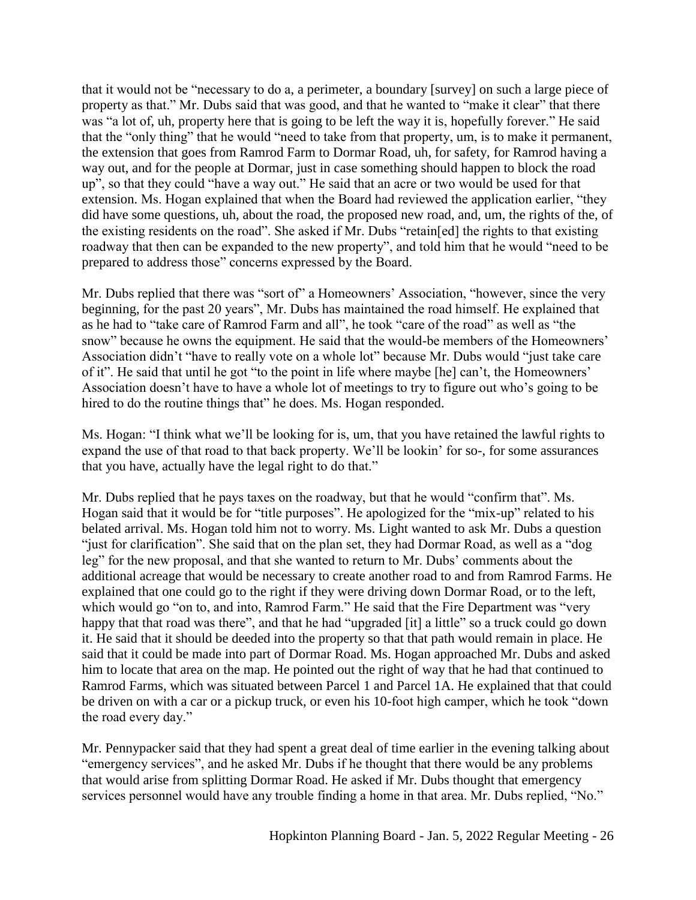that it would not be "necessary to do a, a perimeter, a boundary [survey] on such a large piece of property as that." Mr. Dubs said that was good, and that he wanted to "make it clear" that there was "a lot of, uh, property here that is going to be left the way it is, hopefully forever." He said that the "only thing" that he would "need to take from that property, um, is to make it permanent, the extension that goes from Ramrod Farm to Dormar Road, uh, for safety, for Ramrod having a way out, and for the people at Dormar, just in case something should happen to block the road up", so that they could "have a way out." He said that an acre or two would be used for that extension. Ms. Hogan explained that when the Board had reviewed the application earlier, "they did have some questions, uh, about the road, the proposed new road, and, um, the rights of the, of the existing residents on the road". She asked if Mr. Dubs "retain[ed] the rights to that existing roadway that then can be expanded to the new property", and told him that he would "need to be prepared to address those" concerns expressed by the Board.

Mr. Dubs replied that there was "sort of" a Homeowners' Association, "however, since the very beginning, for the past 20 years", Mr. Dubs has maintained the road himself. He explained that as he had to "take care of Ramrod Farm and all", he took "care of the road" as well as "the snow" because he owns the equipment. He said that the would-be members of the Homeowners' Association didn't "have to really vote on a whole lot" because Mr. Dubs would "just take care of it". He said that until he got "to the point in life where maybe [he] can't, the Homeowners' Association doesn't have to have a whole lot of meetings to try to figure out who's going to be hired to do the routine things that" he does. Ms. Hogan responded.

Ms. Hogan: "I think what we'll be looking for is, um, that you have retained the lawful rights to expand the use of that road to that back property. We'll be lookin' for so-, for some assurances that you have, actually have the legal right to do that."

Mr. Dubs replied that he pays taxes on the roadway, but that he would "confirm that". Ms. Hogan said that it would be for "title purposes". He apologized for the "mix-up" related to his belated arrival. Ms. Hogan told him not to worry. Ms. Light wanted to ask Mr. Dubs a question "just for clarification". She said that on the plan set, they had Dormar Road, as well as a "dog leg" for the new proposal, and that she wanted to return to Mr. Dubs' comments about the additional acreage that would be necessary to create another road to and from Ramrod Farms. He explained that one could go to the right if they were driving down Dormar Road, or to the left, which would go "on to, and into, Ramrod Farm." He said that the Fire Department was "very happy that that road was there", and that he had "upgraded [it] a little" so a truck could go down it. He said that it should be deeded into the property so that that path would remain in place. He said that it could be made into part of Dormar Road. Ms. Hogan approached Mr. Dubs and asked him to locate that area on the map. He pointed out the right of way that he had that continued to Ramrod Farms, which was situated between Parcel 1 and Parcel 1A. He explained that that could be driven on with a car or a pickup truck, or even his 10-foot high camper, which he took "down the road every day."

Mr. Pennypacker said that they had spent a great deal of time earlier in the evening talking about "emergency services", and he asked Mr. Dubs if he thought that there would be any problems that would arise from splitting Dormar Road. He asked if Mr. Dubs thought that emergency services personnel would have any trouble finding a home in that area. Mr. Dubs replied, "No."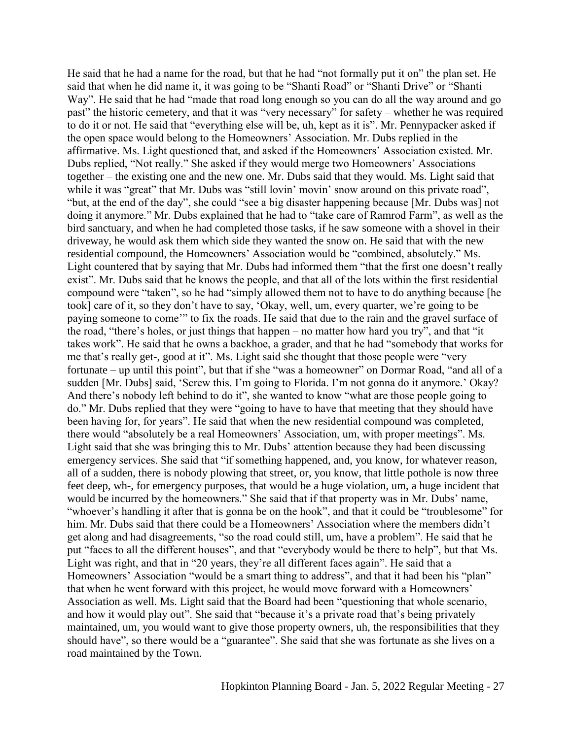He said that he had a name for the road, but that he had "not formally put it on" the plan set. He said that when he did name it, it was going to be "Shanti Road" or "Shanti Drive" or "Shanti Way". He said that he had "made that road long enough so you can do all the way around and go past" the historic cemetery, and that it was "very necessary" for safety – whether he was required to do it or not. He said that "everything else will be, uh, kept as it is". Mr. Pennypacker asked if the open space would belong to the Homeowners' Association. Mr. Dubs replied in the affirmative. Ms. Light questioned that, and asked if the Homeowners' Association existed. Mr. Dubs replied, "Not really." She asked if they would merge two Homeowners' Associations together – the existing one and the new one. Mr. Dubs said that they would. Ms. Light said that while it was "great" that Mr. Dubs was "still lovin' movin' snow around on this private road", "but, at the end of the day", she could "see a big disaster happening because [Mr. Dubs was] not doing it anymore." Mr. Dubs explained that he had to "take care of Ramrod Farm", as well as the bird sanctuary, and when he had completed those tasks, if he saw someone with a shovel in their driveway, he would ask them which side they wanted the snow on. He said that with the new residential compound, the Homeowners' Association would be "combined, absolutely." Ms. Light countered that by saying that Mr. Dubs had informed them "that the first one doesn't really exist". Mr. Dubs said that he knows the people, and that all of the lots within the first residential compound were "taken", so he had "simply allowed them not to have to do anything because [he took] care of it, so they don't have to say, 'Okay, well, um, every quarter, we're going to be paying someone to come'" to fix the roads. He said that due to the rain and the gravel surface of the road, "there's holes, or just things that happen – no matter how hard you try", and that "it takes work". He said that he owns a backhoe, a grader, and that he had "somebody that works for me that's really get-, good at it". Ms. Light said she thought that those people were "very fortunate – up until this point", but that if she "was a homeowner" on Dormar Road, "and all of a sudden [Mr. Dubs] said, 'Screw this. I'm going to Florida. I'm not gonna do it anymore.' Okay? And there's nobody left behind to do it", she wanted to know "what are those people going to do." Mr. Dubs replied that they were "going to have to have that meeting that they should have been having for, for years". He said that when the new residential compound was completed, there would "absolutely be a real Homeowners' Association, um, with proper meetings". Ms. Light said that she was bringing this to Mr. Dubs' attention because they had been discussing emergency services. She said that "if something happened, and, you know, for whatever reason, all of a sudden, there is nobody plowing that street, or, you know, that little pothole is now three feet deep, wh-, for emergency purposes, that would be a huge violation, um, a huge incident that would be incurred by the homeowners." She said that if that property was in Mr. Dubs' name, "whoever's handling it after that is gonna be on the hook", and that it could be "troublesome" for him. Mr. Dubs said that there could be a Homeowners' Association where the members didn't get along and had disagreements, "so the road could still, um, have a problem". He said that he put "faces to all the different houses", and that "everybody would be there to help", but that Ms. Light was right, and that in "20 years, they're all different faces again". He said that a Homeowners' Association "would be a smart thing to address", and that it had been his "plan" that when he went forward with this project, he would move forward with a Homeowners' Association as well. Ms. Light said that the Board had been "questioning that whole scenario, and how it would play out". She said that "because it's a private road that's being privately maintained, um, you would want to give those property owners, uh, the responsibilities that they should have", so there would be a "guarantee". She said that she was fortunate as she lives on a road maintained by the Town.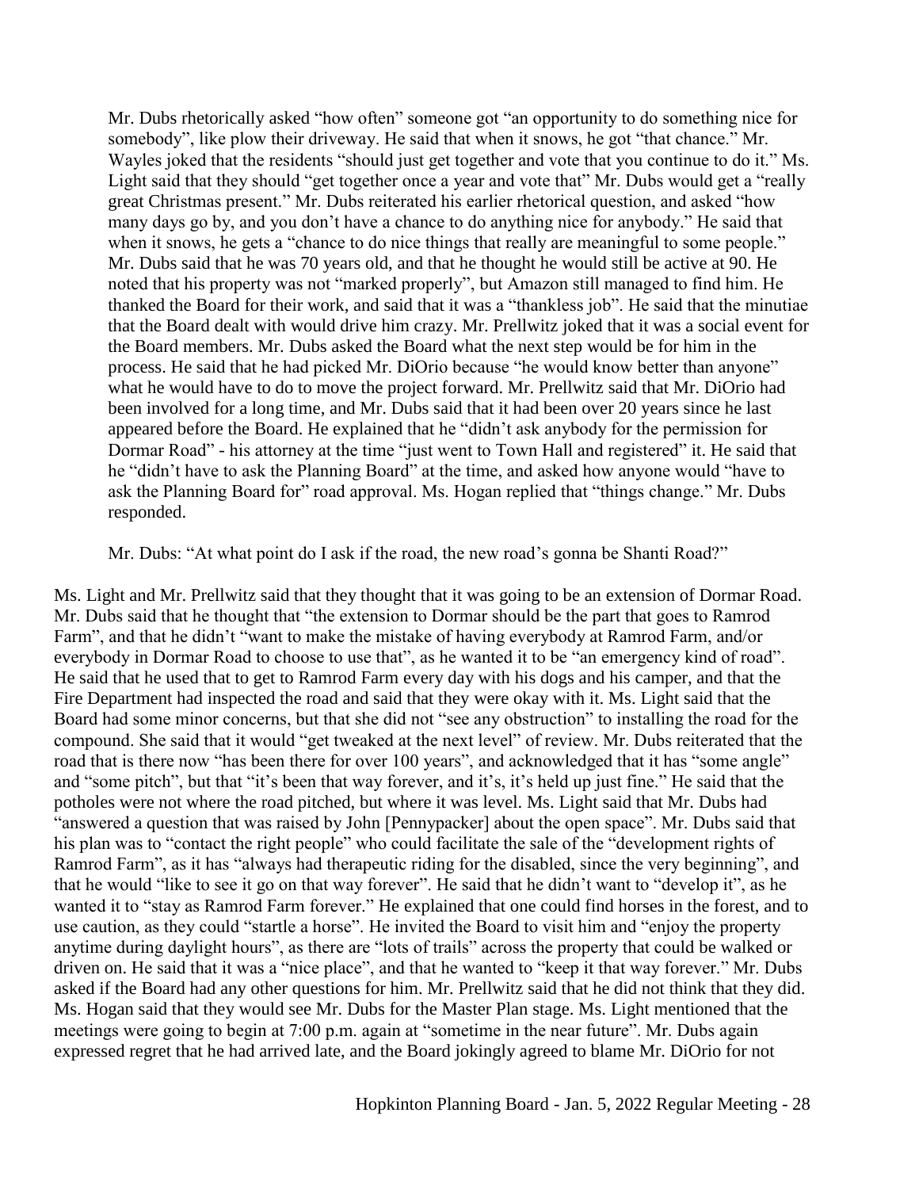Mr. Dubs rhetorically asked "how often" someone got "an opportunity to do something nice for somebody", like plow their driveway. He said that when it snows, he got "that chance." Mr. Wayles joked that the residents "should just get together and vote that you continue to do it." Ms. Light said that they should "get together once a year and vote that" Mr. Dubs would get a "really great Christmas present." Mr. Dubs reiterated his earlier rhetorical question, and asked "how many days go by, and you don't have a chance to do anything nice for anybody." He said that when it snows, he gets a "chance to do nice things that really are meaningful to some people." Mr. Dubs said that he was 70 years old, and that he thought he would still be active at 90. He noted that his property was not "marked properly", but Amazon still managed to find him. He thanked the Board for their work, and said that it was a "thankless job". He said that the minutiae that the Board dealt with would drive him crazy. Mr. Prellwitz joked that it was a social event for the Board members. Mr. Dubs asked the Board what the next step would be for him in the process. He said that he had picked Mr. DiOrio because "he would know better than anyone" what he would have to do to move the project forward. Mr. Prellwitz said that Mr. DiOrio had been involved for a long time, and Mr. Dubs said that it had been over 20 years since he last appeared before the Board. He explained that he "didn't ask anybody for the permission for Dormar Road" - his attorney at the time "just went to Town Hall and registered" it. He said that he "didn't have to ask the Planning Board" at the time, and asked how anyone would "have to ask the Planning Board for" road approval. Ms. Hogan replied that "things change." Mr. Dubs responded.

Mr. Dubs: "At what point do I ask if the road, the new road's gonna be Shanti Road?"

Ms. Light and Mr. Prellwitz said that they thought that it was going to be an extension of Dormar Road. Mr. Dubs said that he thought that "the extension to Dormar should be the part that goes to Ramrod Farm", and that he didn't "want to make the mistake of having everybody at Ramrod Farm, and/or everybody in Dormar Road to choose to use that", as he wanted it to be "an emergency kind of road". He said that he used that to get to Ramrod Farm every day with his dogs and his camper, and that the Fire Department had inspected the road and said that they were okay with it. Ms. Light said that the Board had some minor concerns, but that she did not "see any obstruction" to installing the road for the compound. She said that it would "get tweaked at the next level" of review. Mr. Dubs reiterated that the road that is there now "has been there for over 100 years", and acknowledged that it has "some angle" and "some pitch", but that "it's been that way forever, and it's, it's held up just fine." He said that the potholes were not where the road pitched, but where it was level. Ms. Light said that Mr. Dubs had "answered a question that was raised by John [Pennypacker] about the open space". Mr. Dubs said that his plan was to "contact the right people" who could facilitate the sale of the "development rights of Ramrod Farm", as it has "always had therapeutic riding for the disabled, since the very beginning", and that he would "like to see it go on that way forever". He said that he didn't want to "develop it", as he wanted it to "stay as Ramrod Farm forever." He explained that one could find horses in the forest, and to use caution, as they could "startle a horse". He invited the Board to visit him and "enjoy the property anytime during daylight hours", as there are "lots of trails" across the property that could be walked or driven on. He said that it was a "nice place", and that he wanted to "keep it that way forever." Mr. Dubs asked if the Board had any other questions for him. Mr. Prellwitz said that he did not think that they did. Ms. Hogan said that they would see Mr. Dubs for the Master Plan stage. Ms. Light mentioned that the meetings were going to begin at 7:00 p.m. again at "sometime in the near future". Mr. Dubs again expressed regret that he had arrived late, and the Board jokingly agreed to blame Mr. DiOrio for not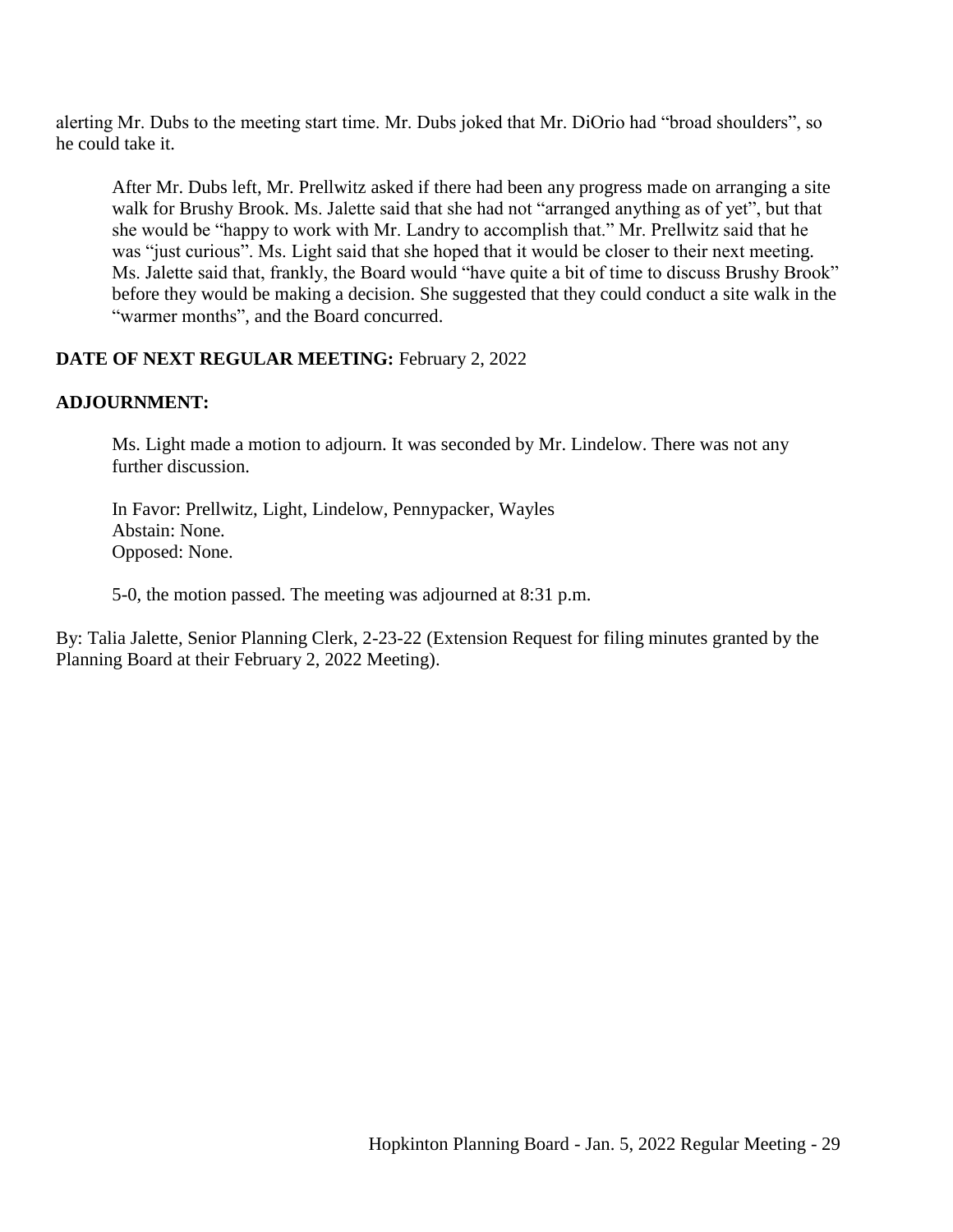alerting Mr. Dubs to the meeting start time. Mr. Dubs joked that Mr. DiOrio had "broad shoulders", so he could take it.

After Mr. Dubs left, Mr. Prellwitz asked if there had been any progress made on arranging a site walk for Brushy Brook. Ms. Jalette said that she had not "arranged anything as of yet", but that she would be "happy to work with Mr. Landry to accomplish that." Mr. Prellwitz said that he was "just curious". Ms. Light said that she hoped that it would be closer to their next meeting. Ms. Jalette said that, frankly, the Board would "have quite a bit of time to discuss Brushy Brook" before they would be making a decision. She suggested that they could conduct a site walk in the "warmer months", and the Board concurred.

**DATE OF NEXT REGULAR MEETING:** February 2, 2022

**ADJOURNMENT:**

Ms. Light made a motion to adjourn. It was seconded by Mr. Lindelow. There was not any further discussion.

In Favor: Prellwitz, Light, Lindelow, Pennypacker, Wayles
Abstain: None.
Opposed: None.

5-0, the motion passed. The meeting was adjourned at 8:31 p.m.

By: Talia Jalette, Senior Planning Clerk, 2-23-22 (Extension Request for filing minutes granted by the Planning Board at their February 2, 2022 Meeting).